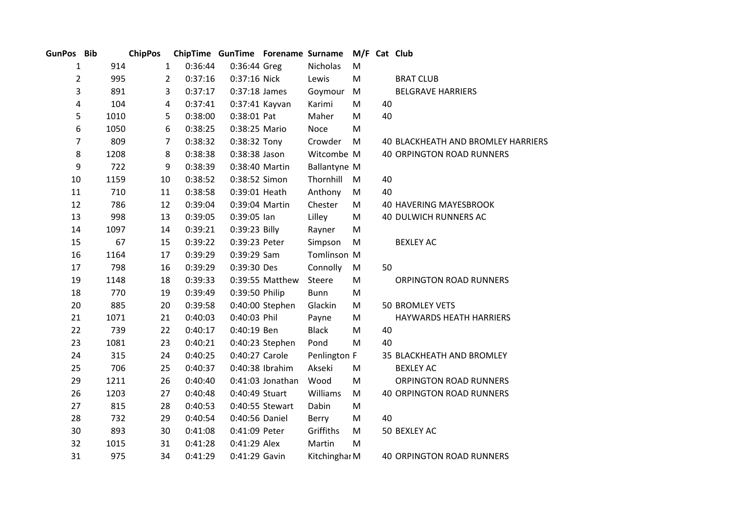| GunPos | Bib | ChipPos | ChipTime | GunTime | Forename | Surname | M/F | Cat | Club |
|---|---|---|---|---|---|---|---|---|---|
| 1 | 914 | 1 | 0:36:44 | 0:36:44 | Greg | Nicholas | M | | |
| 2 | 995 | 2 | 0:37:16 | 0:37:16 | Nick | Lewis | M | | BRAT CLUB |
| 3 | 891 | 3 | 0:37:17 | 0:37:18 | James | Goymour | M | | BELGRAVE HARRIERS |
| 4 | 104 | 4 | 0:37:41 | 0:37:41 | Kayvan | Karimi | M | 40 | |
| 5 | 1010 | 5 | 0:38:00 | 0:38:01 | Pat | Maher | M | 40 | |
| 6 | 1050 | 6 | 0:38:25 | 0:38:25 | Mario | Noce | M | | |
| 7 | 809 | 7 | 0:38:32 | 0:38:32 | Tony | Crowder | M | 40 | BLACKHEATH AND BROMLEY HARRIERS |
| 8 | 1208 | 8 | 0:38:38 | 0:38:38 | Jason | Witcombe | M | 40 | ORPINGTON ROAD RUNNERS |
| 9 | 722 | 9 | 0:38:39 | 0:38:40 | Martin | Ballantyne | M | | |
| 10 | 1159 | 10 | 0:38:52 | 0:38:52 | Simon | Thornhill | M | 40 | |
| 11 | 710 | 11 | 0:38:58 | 0:39:01 | Heath | Anthony | M | 40 | |
| 12 | 786 | 12 | 0:39:04 | 0:39:04 | Martin | Chester | M | 40 | HAVERING MAYESBROOK |
| 13 | 998 | 13 | 0:39:05 | 0:39:05 | Ian | Lilley | M | 40 | DULWICH RUNNERS AC |
| 14 | 1097 | 14 | 0:39:21 | 0:39:23 | Billy | Rayner | M | | |
| 15 | 67 | 15 | 0:39:22 | 0:39:23 | Peter | Simpson | M | | BEXLEY AC |
| 16 | 1164 | 17 | 0:39:29 | 0:39:29 | Sam | Tomlinson | M | | |
| 17 | 798 | 16 | 0:39:29 | 0:39:30 | Des | Connolly | M | 50 | |
| 19 | 1148 | 18 | 0:39:33 | 0:39:55 | Matthew | Steere | M | | ORPINGTON ROAD RUNNERS |
| 18 | 770 | 19 | 0:39:49 | 0:39:50 | Philip | Bunn | M | | |
| 20 | 885 | 20 | 0:39:58 | 0:40:00 | Stephen | Glackin | M | 50 | BROMLEY VETS |
| 21 | 1071 | 21 | 0:40:03 | 0:40:03 | Phil | Payne | M | | HAYWARDS HEATH HARRIERS |
| 22 | 739 | 22 | 0:40:17 | 0:40:19 | Ben | Black | M | 40 | |
| 23 | 1081 | 23 | 0:40:21 | 0:40:23 | Stephen | Pond | M | 40 | |
| 24 | 315 | 24 | 0:40:25 | 0:40:27 | Carole | Penlington | F | 35 | BLACKHEATH AND BROMLEY |
| 25 | 706 | 25 | 0:40:37 | 0:40:38 | Ibrahim | Akseki | M | | BEXLEY AC |
| 29 | 1211 | 26 | 0:40:40 | 0:41:03 | Jonathan | Wood | M | | ORPINGTON ROAD RUNNERS |
| 26 | 1203 | 27 | 0:40:48 | 0:40:49 | Stuart | Williams | M | 40 | ORPINGTON ROAD RUNNERS |
| 27 | 815 | 28 | 0:40:53 | 0:40:55 | Stewart | Dabin | M | | |
| 28 | 732 | 29 | 0:40:54 | 0:40:56 | Daniel | Berry | M | 40 | |
| 30 | 893 | 30 | 0:41:08 | 0:41:09 | Peter | Griffiths | M | 50 | BEXLEY AC |
| 32 | 1015 | 31 | 0:41:28 | 0:41:29 | Alex | Martin | M | | |
| 31 | 975 | 34 | 0:41:29 | 0:41:29 | Gavin | Kitchinghar | M | 40 | ORPINGTON ROAD RUNNERS |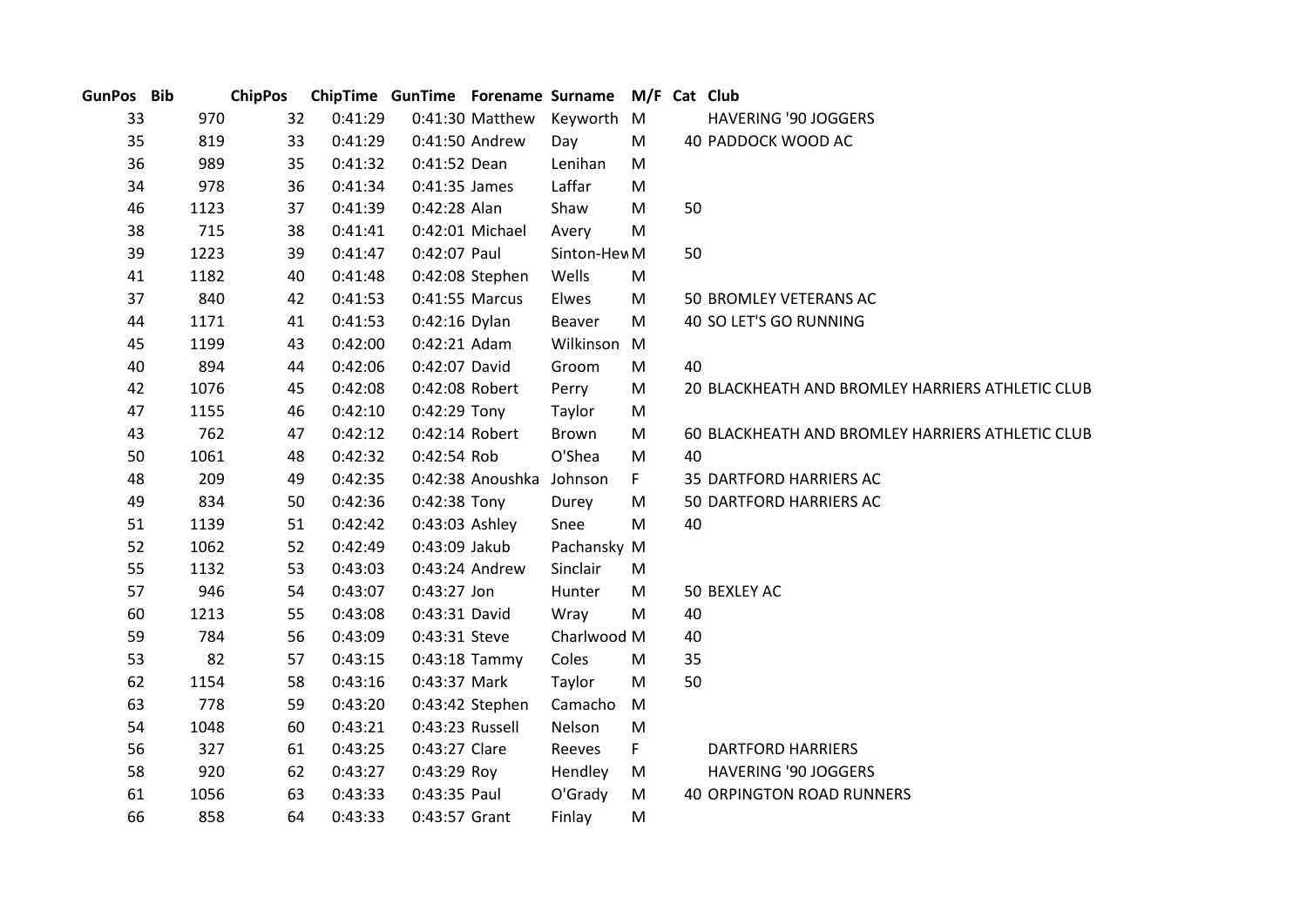| GunPos | Bib | ChipPos | ChipTime | GunTime | Forename | Surname | M/F | Cat | Club |
|---|---|---|---|---|---|---|---|---|---|
| 33 | 970 | 32 | 0:41:29 | 0:41:30 | Matthew | Keyworth | M | | HAVERING '90 JOGGERS |
| 35 | 819 | 33 | 0:41:29 | 0:41:50 | Andrew | Day | M | 40 | PADDOCK WOOD AC |
| 36 | 989 | 35 | 0:41:32 | 0:41:52 | Dean | Lenihan | M | | |
| 34 | 978 | 36 | 0:41:34 | 0:41:35 | James | Laffar | M | | |
| 46 | 1123 | 37 | 0:41:39 | 0:42:28 | Alan | Shaw | M | 50 | |
| 38 | 715 | 38 | 0:41:41 | 0:42:01 | Michael | Avery | M | | |
| 39 | 1223 | 39 | 0:41:47 | 0:42:07 | Paul | Sinton-Hew | M | 50 | |
| 41 | 1182 | 40 | 0:41:48 | 0:42:08 | Stephen | Wells | M | | |
| 37 | 840 | 42 | 0:41:53 | 0:41:55 | Marcus | Elwes | M | 50 | BROMLEY VETERANS AC |
| 44 | 1171 | 41 | 0:41:53 | 0:42:16 | Dylan | Beaver | M | 40 | SO LET'S GO RUNNING |
| 45 | 1199 | 43 | 0:42:00 | 0:42:21 | Adam | Wilkinson | M | | |
| 40 | 894 | 44 | 0:42:06 | 0:42:07 | David | Groom | M | 40 | |
| 42 | 1076 | 45 | 0:42:08 | 0:42:08 | Robert | Perry | M | 20 | BLACKHEATH AND BROMLEY HARRIERS ATHLETIC CLUB |
| 47 | 1155 | 46 | 0:42:10 | 0:42:29 | Tony | Taylor | M | | |
| 43 | 762 | 47 | 0:42:12 | 0:42:14 | Robert | Brown | M | 60 | BLACKHEATH AND BROMLEY HARRIERS ATHLETIC CLUB |
| 50 | 1061 | 48 | 0:42:32 | 0:42:54 | Rob | O'Shea | M | 40 | |
| 48 | 209 | 49 | 0:42:35 | 0:42:38 | Anoushka | Johnson | F | 35 | DARTFORD HARRIERS AC |
| 49 | 834 | 50 | 0:42:36 | 0:42:38 | Tony | Durey | M | 50 | DARTFORD HARRIERS AC |
| 51 | 1139 | 51 | 0:42:42 | 0:43:03 | Ashley | Snee | M | 40 | |
| 52 | 1062 | 52 | 0:42:49 | 0:43:09 | Jakub | Pachansky | M | | |
| 55 | 1132 | 53 | 0:43:03 | 0:43:24 | Andrew | Sinclair | M | | |
| 57 | 946 | 54 | 0:43:07 | 0:43:27 | Jon | Hunter | M | 50 | BEXLEY AC |
| 60 | 1213 | 55 | 0:43:08 | 0:43:31 | David | Wray | M | 40 | |
| 59 | 784 | 56 | 0:43:09 | 0:43:31 | Steve | Charlwood | M | 40 | |
| 53 | 82 | 57 | 0:43:15 | 0:43:18 | Tammy | Coles | M | 35 | |
| 62 | 1154 | 58 | 0:43:16 | 0:43:37 | Mark | Taylor | M | 50 | |
| 63 | 778 | 59 | 0:43:20 | 0:43:42 | Stephen | Camacho | M | | |
| 54 | 1048 | 60 | 0:43:21 | 0:43:23 | Russell | Nelson | M | | |
| 56 | 327 | 61 | 0:43:25 | 0:43:27 | Clare | Reeves | F | | DARTFORD HARRIERS |
| 58 | 920 | 62 | 0:43:27 | 0:43:29 | Roy | Hendley | M | | HAVERING '90 JOGGERS |
| 61 | 1056 | 63 | 0:43:33 | 0:43:35 | Paul | O'Grady | M | 40 | ORPINGTON ROAD RUNNERS |
| 66 | 858 | 64 | 0:43:33 | 0:43:57 | Grant | Finlay | M | | |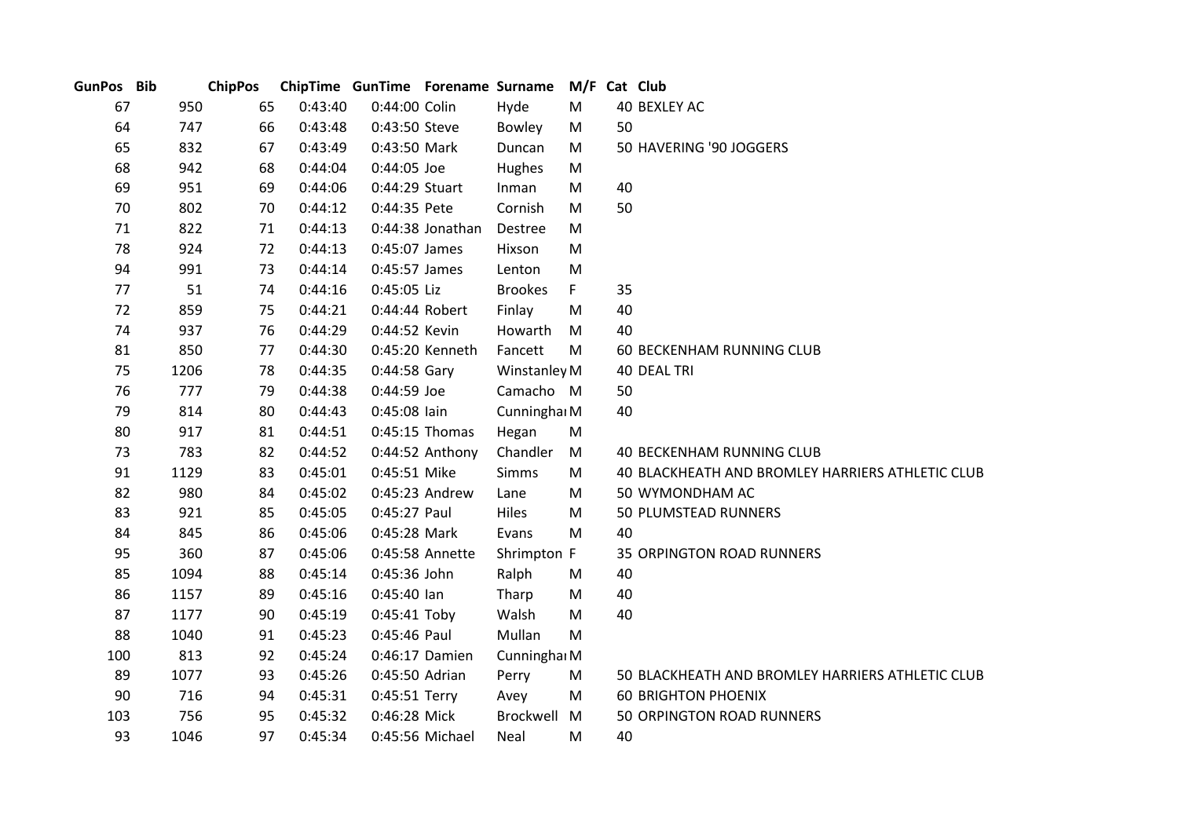| GunPos | Bib | ChipPos | ChipTime | GunTime | Forename | Surname | M/F | Cat | Club |
|---|---|---|---|---|---|---|---|---|---|
| 67 | 950 | 65 | 0:43:40 | 0:44:00 | Colin | Hyde | M | 40 | BEXLEY AC |
| 64 | 747 | 66 | 0:43:48 | 0:43:50 | Steve | Bowley | M | 50 | |
| 65 | 832 | 67 | 0:43:49 | 0:43:50 | Mark | Duncan | M | 50 | HAVERING '90 JOGGERS |
| 68 | 942 | 68 | 0:44:04 | 0:44:05 | Joe | Hughes | M | | |
| 69 | 951 | 69 | 0:44:06 | 0:44:29 | Stuart | Inman | M | 40 | |
| 70 | 802 | 70 | 0:44:12 | 0:44:35 | Pete | Cornish | M | 50 | |
| 71 | 822 | 71 | 0:44:13 | 0:44:38 | Jonathan | Destree | M | | |
| 78 | 924 | 72 | 0:44:13 | 0:45:07 | James | Hixson | M | | |
| 94 | 991 | 73 | 0:44:14 | 0:45:57 | James | Lenton | M | | |
| 77 | 51 | 74 | 0:44:16 | 0:45:05 | Liz | Brookes | F | 35 | |
| 72 | 859 | 75 | 0:44:21 | 0:44:44 | Robert | Finlay | M | 40 | |
| 74 | 937 | 76 | 0:44:29 | 0:44:52 | Kevin | Howarth | M | 40 | |
| 81 | 850 | 77 | 0:44:30 | 0:45:20 | Kenneth | Fancett | M | 60 | BECKENHAM RUNNING CLUB |
| 75 | 1206 | 78 | 0:44:35 | 0:44:58 | Gary | Winstanley | M | 40 | DEAL TRI |
| 76 | 777 | 79 | 0:44:38 | 0:44:59 | Joe | Camacho | M | 50 | |
| 79 | 814 | 80 | 0:44:43 | 0:45:08 | Iain | Cunninghai | M | 40 | |
| 80 | 917 | 81 | 0:44:51 | 0:45:15 | Thomas | Hegan | M | | |
| 73 | 783 | 82 | 0:44:52 | 0:44:52 | Anthony | Chandler | M | 40 | BECKENHAM RUNNING CLUB |
| 91 | 1129 | 83 | 0:45:01 | 0:45:51 | Mike | Simms | M | 40 | BLACKHEATH AND BROMLEY HARRIERS ATHLETIC CLUB |
| 82 | 980 | 84 | 0:45:02 | 0:45:23 | Andrew | Lane | M | 50 | WYMONDHAM AC |
| 83 | 921 | 85 | 0:45:05 | 0:45:27 | Paul | Hiles | M | 50 | PLUMSTEAD RUNNERS |
| 84 | 845 | 86 | 0:45:06 | 0:45:28 | Mark | Evans | M | 40 | |
| 95 | 360 | 87 | 0:45:06 | 0:45:58 | Annette | Shrimpton | F | 35 | ORPINGTON ROAD RUNNERS |
| 85 | 1094 | 88 | 0:45:14 | 0:45:36 | John | Ralph | M | 40 | |
| 86 | 1157 | 89 | 0:45:16 | 0:45:40 | Ian | Tharp | M | 40 | |
| 87 | 1177 | 90 | 0:45:19 | 0:45:41 | Toby | Walsh | M | 40 | |
| 88 | 1040 | 91 | 0:45:23 | 0:45:46 | Paul | Mullan | M | | |
| 100 | 813 | 92 | 0:45:24 | 0:46:17 | Damien | Cunninghai | M | | |
| 89 | 1077 | 93 | 0:45:26 | 0:45:50 | Adrian | Perry | M | 50 | BLACKHEATH AND BROMLEY HARRIERS ATHLETIC CLUB |
| 90 | 716 | 94 | 0:45:31 | 0:45:51 | Terry | Avey | M | 60 | BRIGHTON PHOENIX |
| 103 | 756 | 95 | 0:45:32 | 0:46:28 | Mick | Brockwell | M | 50 | ORPINGTON ROAD RUNNERS |
| 93 | 1046 | 97 | 0:45:34 | 0:45:56 | Michael | Neal | M | 40 | |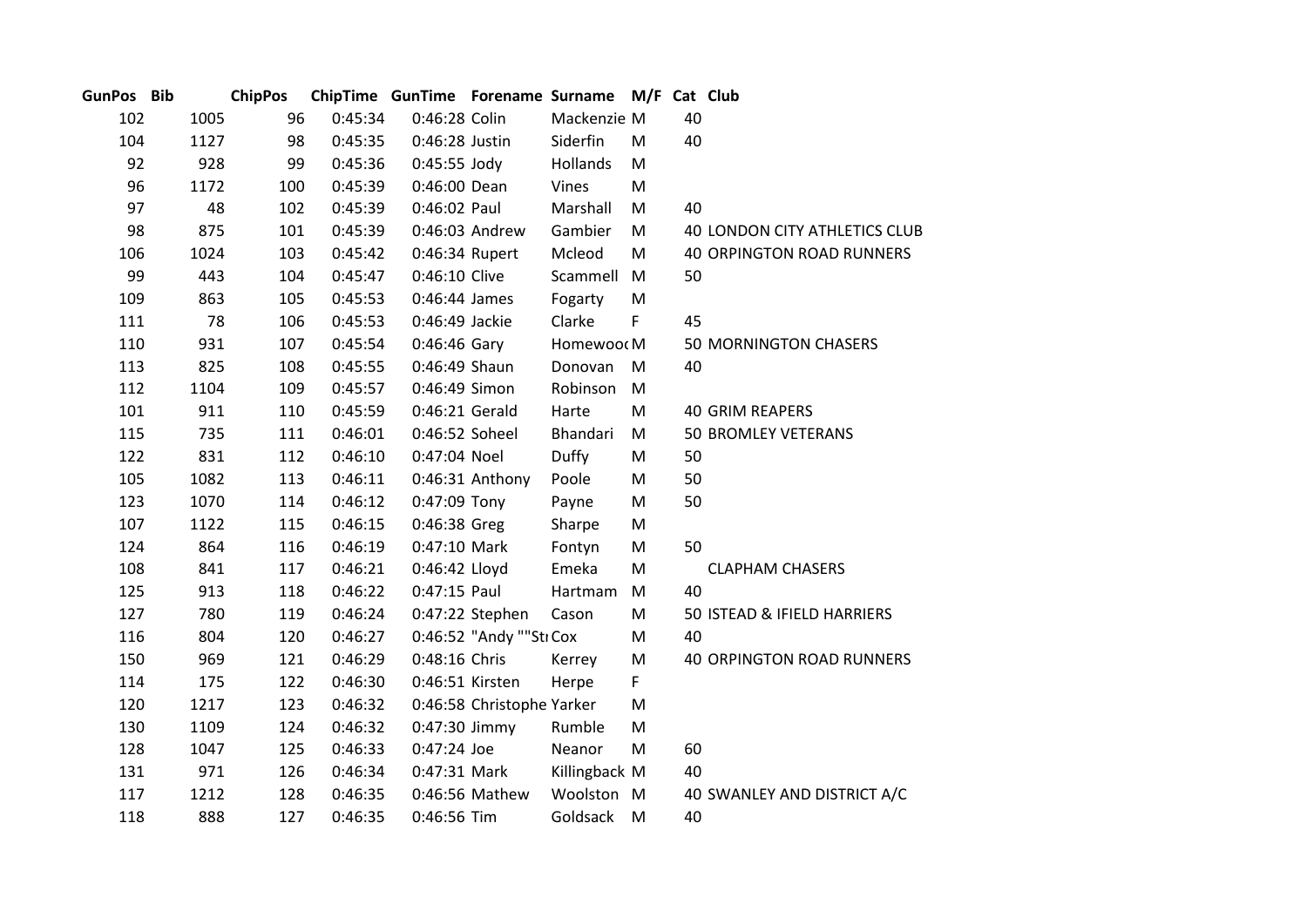| GunPos | Bib | ChipPos | ChipTime | GunTime | Forename | Surname | M/F | Cat | Club |
|---|---|---|---|---|---|---|---|---|---|
| 102 | 1005 | 96 | 0:45:34 | 0:46:28 | Colin | Mackenzie | M | 40 | |
| 104 | 1127 | 98 | 0:45:35 | 0:46:28 | Justin | Siderfin | M | 40 | |
| 92 | 928 | 99 | 0:45:36 | 0:45:55 | Jody | Hollands | M | | |
| 96 | 1172 | 100 | 0:45:39 | 0:46:00 | Dean | Vines | M | | |
| 97 | 48 | 102 | 0:45:39 | 0:46:02 | Paul | Marshall | M | 40 | |
| 98 | 875 | 101 | 0:45:39 | 0:46:03 | Andrew | Gambier | M | 40 | LONDON CITY ATHLETICS CLUB |
| 106 | 1024 | 103 | 0:45:42 | 0:46:34 | Rupert | Mcleod | M | 40 | ORPINGTON ROAD RUNNERS |
| 99 | 443 | 104 | 0:45:47 | 0:46:10 | Clive | Scammell | M | 50 | |
| 109 | 863 | 105 | 0:45:53 | 0:46:44 | James | Fogarty | M | | |
| 111 | 78 | 106 | 0:45:53 | 0:46:49 | Jackie | Clarke | F | 45 | |
| 110 | 931 | 107 | 0:45:54 | 0:46:46 | Gary | Homewood | M | 50 | MORNINGTON CHASERS |
| 113 | 825 | 108 | 0:45:55 | 0:46:49 | Shaun | Donovan | M | 40 | |
| 112 | 1104 | 109 | 0:45:57 | 0:46:49 | Simon | Robinson | M | | |
| 101 | 911 | 110 | 0:45:59 | 0:46:21 | Gerald | Harte | M | 40 | GRIM REAPERS |
| 115 | 735 | 111 | 0:46:01 | 0:46:52 | Soheel | Bhandari | M | 50 | BROMLEY VETERANS |
| 122 | 831 | 112 | 0:46:10 | 0:47:04 | Noel | Duffy | M | 50 | |
| 105 | 1082 | 113 | 0:46:11 | 0:46:31 | Anthony | Poole | M | 50 | |
| 123 | 1070 | 114 | 0:46:12 | 0:47:09 | Tony | Payne | M | 50 | |
| 107 | 1122 | 115 | 0:46:15 | 0:46:38 | Greg | Sharpe | M | | |
| 124 | 864 | 116 | 0:46:19 | 0:47:10 | Mark | Fontyn | M | 50 | |
| 108 | 841 | 117 | 0:46:21 | 0:46:42 | Lloyd | Emeka | M | | CLAPHAM CHASERS |
| 125 | 913 | 118 | 0:46:22 | 0:47:15 | Paul | Hartmam | M | 40 | |
| 127 | 780 | 119 | 0:46:24 | 0:47:22 | Stephen | Cason | M | 50 | ISTEAD & IFIELD HARRIERS |
| 116 | 804 | 120 | 0:46:27 | 0:46:52 | "Andy ""Str | Cox | M | 40 | |
| 150 | 969 | 121 | 0:46:29 | 0:48:16 | Chris | Kerrey | M | 40 | ORPINGTON ROAD RUNNERS |
| 114 | 175 | 122 | 0:46:30 | 0:46:51 | Kirsten | Herpe | F | | |
| 120 | 1217 | 123 | 0:46:32 | 0:46:58 | Christophe | Yarker | M | | |
| 130 | 1109 | 124 | 0:46:32 | 0:47:30 | Jimmy | Rumble | M | | |
| 128 | 1047 | 125 | 0:46:33 | 0:47:24 | Joe | Neanor | M | 60 | |
| 131 | 971 | 126 | 0:46:34 | 0:47:31 | Mark | Killingback | M | 40 | |
| 117 | 1212 | 128 | 0:46:35 | 0:46:56 | Mathew | Woolston | M | 40 | SWANLEY AND DISTRICT A/C |
| 118 | 888 | 127 | 0:46:35 | 0:46:56 | Tim | Goldsack | M | 40 | |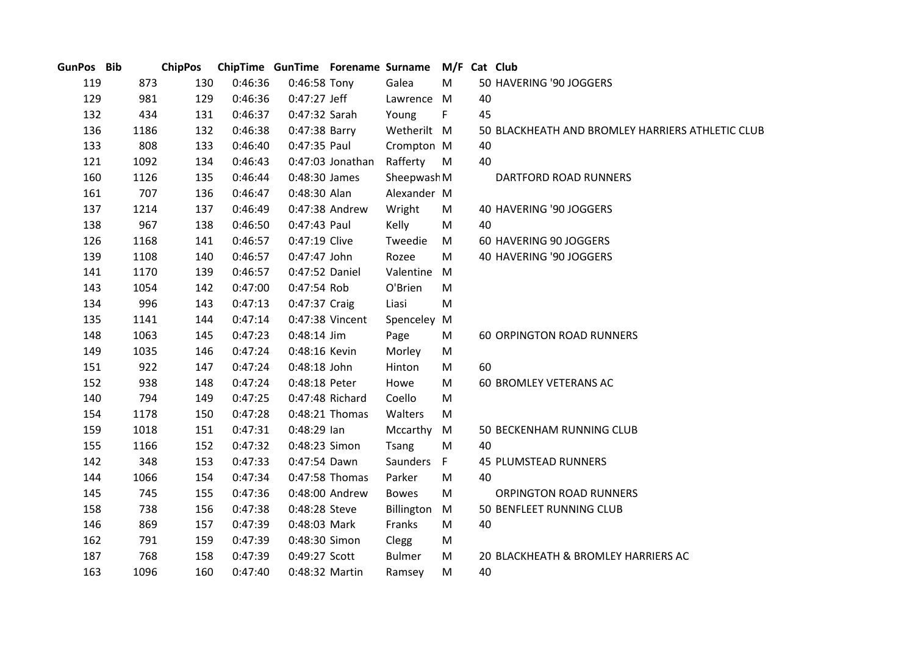| GunPos | Bib | ChipPos | ChipTime | GunTime | Forename | Surname | M/F | Cat | Club |
|---|---|---|---|---|---|---|---|---|---|
| 119 | 873 | 130 | 0:46:36 | 0:46:58 | Tony | Galea | M | 50 | HAVERING '90 JOGGERS |
| 129 | 981 | 129 | 0:46:36 | 0:47:27 | Jeff | Lawrence | M | 40 | |
| 132 | 434 | 131 | 0:46:37 | 0:47:32 | Sarah | Young | F | 45 | |
| 136 | 1186 | 132 | 0:46:38 | 0:47:38 | Barry | Wetherilt | M | 50 | BLACKHEATH AND BROMLEY HARRIERS ATHLETIC CLUB |
| 133 | 808 | 133 | 0:46:40 | 0:47:35 | Paul | Crompton | M | 40 | |
| 121 | 1092 | 134 | 0:46:43 | 0:47:03 | Jonathan | Rafferty | M | 40 | |
| 160 | 1126 | 135 | 0:46:44 | 0:48:30 | James | Sheepwash | M | | DARTFORD ROAD RUNNERS |
| 161 | 707 | 136 | 0:46:47 | 0:48:30 | Alan | Alexander | M | | |
| 137 | 1214 | 137 | 0:46:49 | 0:47:38 | Andrew | Wright | M | 40 | HAVERING '90 JOGGERS |
| 138 | 967 | 138 | 0:46:50 | 0:47:43 | Paul | Kelly | M | 40 | |
| 126 | 1168 | 141 | 0:46:57 | 0:47:19 | Clive | Tweedie | M | 60 | HAVERING 90 JOGGERS |
| 139 | 1108 | 140 | 0:46:57 | 0:47:47 | John | Rozee | M | 40 | HAVERING '90 JOGGERS |
| 141 | 1170 | 139 | 0:46:57 | 0:47:52 | Daniel | Valentine | M | | |
| 143 | 1054 | 142 | 0:47:00 | 0:47:54 | Rob | O'Brien | M | | |
| 134 | 996 | 143 | 0:47:13 | 0:47:37 | Craig | Liasi | M | | |
| 135 | 1141 | 144 | 0:47:14 | 0:47:38 | Vincent | Spenceley | M | | |
| 148 | 1063 | 145 | 0:47:23 | 0:48:14 | Jim | Page | M | 60 | ORPINGTON ROAD RUNNERS |
| 149 | 1035 | 146 | 0:47:24 | 0:48:16 | Kevin | Morley | M | | |
| 151 | 922 | 147 | 0:47:24 | 0:48:18 | John | Hinton | M | 60 | |
| 152 | 938 | 148 | 0:47:24 | 0:48:18 | Peter | Howe | M | 60 | BROMLEY VETERANS AC |
| 140 | 794 | 149 | 0:47:25 | 0:47:48 | Richard | Coello | M | | |
| 154 | 1178 | 150 | 0:47:28 | 0:48:21 | Thomas | Walters | M | | |
| 159 | 1018 | 151 | 0:47:31 | 0:48:29 | Ian | Mccarthy | M | 50 | BECKENHAM RUNNING CLUB |
| 155 | 1166 | 152 | 0:47:32 | 0:48:23 | Simon | Tsang | M | 40 | |
| 142 | 348 | 153 | 0:47:33 | 0:47:54 | Dawn | Saunders | F | 45 | PLUMSTEAD RUNNERS |
| 144 | 1066 | 154 | 0:47:34 | 0:47:58 | Thomas | Parker | M | 40 | |
| 145 | 745 | 155 | 0:47:36 | 0:48:00 | Andrew | Bowes | M | | ORPINGTON ROAD RUNNERS |
| 158 | 738 | 156 | 0:47:38 | 0:48:28 | Steve | Billington | M | 50 | BENFLEET RUNNING CLUB |
| 146 | 869 | 157 | 0:47:39 | 0:48:03 | Mark | Franks | M | 40 | |
| 162 | 791 | 159 | 0:47:39 | 0:48:30 | Simon | Clegg | M | | |
| 187 | 768 | 158 | 0:47:39 | 0:49:27 | Scott | Bulmer | M | 20 | BLACKHEATH & BROMLEY HARRIERS AC |
| 163 | 1096 | 160 | 0:47:40 | 0:48:32 | Martin | Ramsey | M | 40 | |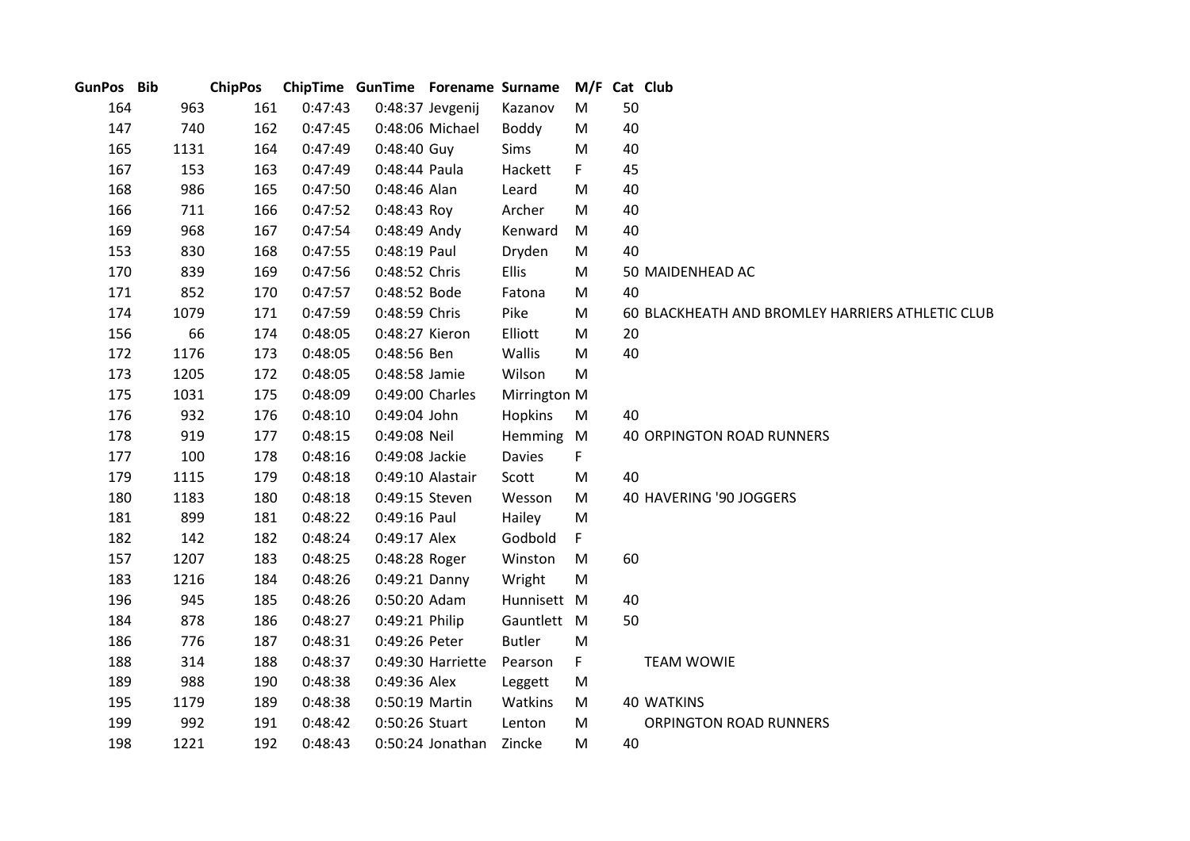| GunPos | Bib | ChipPos | ChipTime | GunTime | Forename | Surname | M/F | Cat | Club |
|---|---|---|---|---|---|---|---|---|---|
| 164 | 963 | 161 | 0:47:43 | 0:48:37 | Jevgenij | Kazanov | M | 50 | |
| 147 | 740 | 162 | 0:47:45 | 0:48:06 | Michael | Boddy | M | 40 | |
| 165 | 1131 | 164 | 0:47:49 | 0:48:40 | Guy | Sims | M | 40 | |
| 167 | 153 | 163 | 0:47:49 | 0:48:44 | Paula | Hackett | F | 45 | |
| 168 | 986 | 165 | 0:47:50 | 0:48:46 | Alan | Leard | M | 40 | |
| 166 | 711 | 166 | 0:47:52 | 0:48:43 | Roy | Archer | M | 40 | |
| 169 | 968 | 167 | 0:47:54 | 0:48:49 | Andy | Kenward | M | 40 | |
| 153 | 830 | 168 | 0:47:55 | 0:48:19 | Paul | Dryden | M | 40 | |
| 170 | 839 | 169 | 0:47:56 | 0:48:52 | Chris | Ellis | M | 50 | MAIDENHEAD AC |
| 171 | 852 | 170 | 0:47:57 | 0:48:52 | Bode | Fatona | M | 40 | |
| 174 | 1079 | 171 | 0:47:59 | 0:48:59 | Chris | Pike | M | 60 | BLACKHEATH AND BROMLEY HARRIERS ATHLETIC CLUB |
| 156 | 66 | 174 | 0:48:05 | 0:48:27 | Kieron | Elliott | M | 20 | |
| 172 | 1176 | 173 | 0:48:05 | 0:48:56 | Ben | Wallis | M | 40 | |
| 173 | 1205 | 172 | 0:48:05 | 0:48:58 | Jamie | Wilson | M | | |
| 175 | 1031 | 175 | 0:48:09 | 0:49:00 | Charles | Mirrington | M | | |
| 176 | 932 | 176 | 0:48:10 | 0:49:04 | John | Hopkins | M | 40 | |
| 178 | 919 | 177 | 0:48:15 | 0:49:08 | Neil | Hemming | M | 40 | ORPINGTON ROAD RUNNERS |
| 177 | 100 | 178 | 0:48:16 | 0:49:08 | Jackie | Davies | F | | |
| 179 | 1115 | 179 | 0:48:18 | 0:49:10 | Alastair | Scott | M | 40 | |
| 180 | 1183 | 180 | 0:48:18 | 0:49:15 | Steven | Wesson | M | 40 | HAVERING '90 JOGGERS |
| 181 | 899 | 181 | 0:48:22 | 0:49:16 | Paul | Hailey | M | | |
| 182 | 142 | 182 | 0:48:24 | 0:49:17 | Alex | Godbold | F | | |
| 157 | 1207 | 183 | 0:48:25 | 0:48:28 | Roger | Winston | M | 60 | |
| 183 | 1216 | 184 | 0:48:26 | 0:49:21 | Danny | Wright | M | | |
| 196 | 945 | 185 | 0:48:26 | 0:50:20 | Adam | Hunnisett | M | 40 | |
| 184 | 878 | 186 | 0:48:27 | 0:49:21 | Philip | Gauntlett | M | 50 | |
| 186 | 776 | 187 | 0:48:31 | 0:49:26 | Peter | Butler | M | | |
| 188 | 314 | 188 | 0:48:37 | 0:49:30 | Harriette | Pearson | F | | TEAM WOWIE |
| 189 | 988 | 190 | 0:48:38 | 0:49:36 | Alex | Leggett | M | | |
| 195 | 1179 | 189 | 0:48:38 | 0:50:19 | Martin | Watkins | M | 40 | WATKINS |
| 199 | 992 | 191 | 0:48:42 | 0:50:26 | Stuart | Lenton | M | | ORPINGTON ROAD RUNNERS |
| 198 | 1221 | 192 | 0:48:43 | 0:50:24 | Jonathan | Zincke | M | 40 | |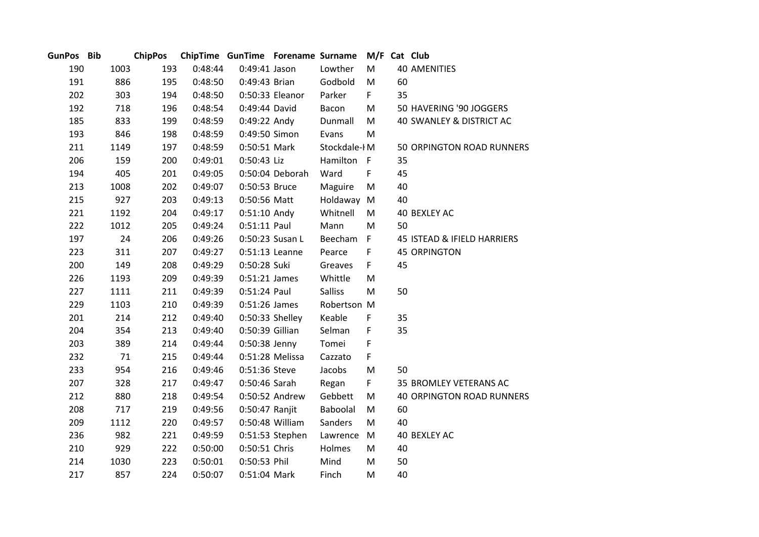| GunPos | Bib | ChipPos | ChipTime | GunTime | Forename | Surname | M/F | Cat | Club |
|---|---|---|---|---|---|---|---|---|---|
| 190 | 1003 | 193 | 0:48:44 | 0:49:41 | Jason | Lowther | M | 40 | AMENITIES |
| 191 | 886 | 195 | 0:48:50 | 0:49:43 | Brian | Godbold | M | 60 | |
| 202 | 303 | 194 | 0:48:50 | 0:50:33 | Eleanor | Parker | F | 35 | |
| 192 | 718 | 196 | 0:48:54 | 0:49:44 | David | Bacon | M | 50 | HAVERING '90 JOGGERS |
| 185 | 833 | 199 | 0:48:59 | 0:49:22 | Andy | Dunmall | M | 40 | SWANLEY & DISTRICT AC |
| 193 | 846 | 198 | 0:48:59 | 0:49:50 | Simon | Evans | M | | |
| 211 | 1149 | 197 | 0:48:59 | 0:50:51 | Mark | Stockdale-I | M | 50 | ORPINGTON ROAD RUNNERS |
| 206 | 159 | 200 | 0:49:01 | 0:50:43 | Liz | Hamilton | F | 35 | |
| 194 | 405 | 201 | 0:49:05 | 0:50:04 | Deborah | Ward | F | 45 | |
| 213 | 1008 | 202 | 0:49:07 | 0:50:53 | Bruce | Maguire | M | 40 | |
| 215 | 927 | 203 | 0:49:13 | 0:50:56 | Matt | Holdaway | M | 40 | |
| 221 | 1192 | 204 | 0:49:17 | 0:51:10 | Andy | Whitnell | M | 40 | BEXLEY AC |
| 222 | 1012 | 205 | 0:49:24 | 0:51:11 | Paul | Mann | M | 50 | |
| 197 | 24 | 206 | 0:49:26 | 0:50:23 | Susan L | Beecham | F | 45 | ISTEAD & IFIELD HARRIERS |
| 223 | 311 | 207 | 0:49:27 | 0:51:13 | Leanne | Pearce | F | 45 | ORPINGTON |
| 200 | 149 | 208 | 0:49:29 | 0:50:28 | Suki | Greaves | F | 45 | |
| 226 | 1193 | 209 | 0:49:39 | 0:51:21 | James | Whittle | M | | |
| 227 | 1111 | 211 | 0:49:39 | 0:51:24 | Paul | Salliss | M | 50 | |
| 229 | 1103 | 210 | 0:49:39 | 0:51:26 | James | Robertson | M | | |
| 201 | 214 | 212 | 0:49:40 | 0:50:33 | Shelley | Keable | F | 35 | |
| 204 | 354 | 213 | 0:49:40 | 0:50:39 | Gillian | Selman | F | 35 | |
| 203 | 389 | 214 | 0:49:44 | 0:50:38 | Jenny | Tomei | F | | |
| 232 | 71 | 215 | 0:49:44 | 0:51:28 | Melissa | Cazzato | F | | |
| 233 | 954 | 216 | 0:49:46 | 0:51:36 | Steve | Jacobs | M | 50 | |
| 207 | 328 | 217 | 0:49:47 | 0:50:46 | Sarah | Regan | F | 35 | BROMLEY VETERANS AC |
| 212 | 880 | 218 | 0:49:54 | 0:50:52 | Andrew | Gebbett | M | 40 | ORPINGTON ROAD RUNNERS |
| 208 | 717 | 219 | 0:49:56 | 0:50:47 | Ranjit | Baboolal | M | 60 | |
| 209 | 1112 | 220 | 0:49:57 | 0:50:48 | William | Sanders | M | 40 | |
| 236 | 982 | 221 | 0:49:59 | 0:51:53 | Stephen | Lawrence | M | 40 | BEXLEY AC |
| 210 | 929 | 222 | 0:50:00 | 0:50:51 | Chris | Holmes | M | 40 | |
| 214 | 1030 | 223 | 0:50:01 | 0:50:53 | Phil | Mind | M | 50 | |
| 217 | 857 | 224 | 0:50:07 | 0:51:04 | Mark | Finch | M | 40 | |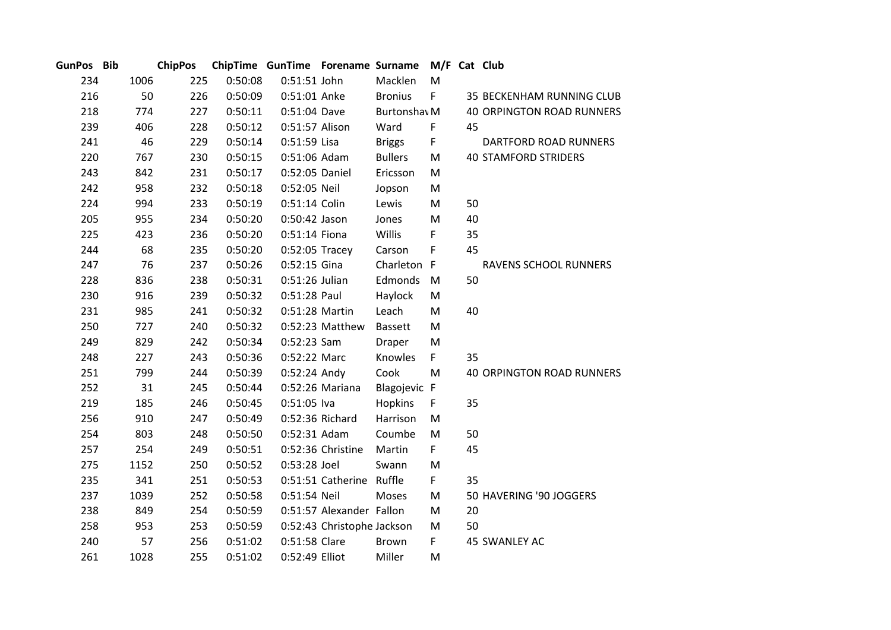| GunPos | Bib | ChipPos | ChipTime | GunTime | Forename | Surname | M/F | Cat | Club |
|---|---|---|---|---|---|---|---|---|---|
| 234 | 1006 | 225 | 0:50:08 | 0:51:51 | John | Macklen | M | | |
| 216 | 50 | 226 | 0:50:09 | 0:51:01 | Anke | Bronius | F | 35 | BECKENHAM RUNNING CLUB |
| 218 | 774 | 227 | 0:50:11 | 0:51:04 | Dave | Burtonshaw | M | 40 | ORPINGTON ROAD RUNNERS |
| 239 | 406 | 228 | 0:50:12 | 0:51:57 | Alison | Ward | F | 45 | |
| 241 | 46 | 229 | 0:50:14 | 0:51:59 | Lisa | Briggs | F | | DARTFORD ROAD RUNNERS |
| 220 | 767 | 230 | 0:50:15 | 0:51:06 | Adam | Bullers | M | 40 | STAMFORD STRIDERS |
| 243 | 842 | 231 | 0:50:17 | 0:52:05 | Daniel | Ericsson | M | | |
| 242 | 958 | 232 | 0:50:18 | 0:52:05 | Neil | Jopson | M | | |
| 224 | 994 | 233 | 0:50:19 | 0:51:14 | Colin | Lewis | M | 50 | |
| 205 | 955 | 234 | 0:50:20 | 0:50:42 | Jason | Jones | M | 40 | |
| 225 | 423 | 236 | 0:50:20 | 0:51:14 | Fiona | Willis | F | 35 | |
| 244 | 68 | 235 | 0:50:20 | 0:52:05 | Tracey | Carson | F | 45 | |
| 247 | 76 | 237 | 0:50:26 | 0:52:15 | Gina | Charleton | F | | RAVENS SCHOOL RUNNERS |
| 228 | 836 | 238 | 0:50:31 | 0:51:26 | Julian | Edmonds | M | 50 | |
| 230 | 916 | 239 | 0:50:32 | 0:51:28 | Paul | Haylock | M | | |
| 231 | 985 | 241 | 0:50:32 | 0:51:28 | Martin | Leach | M | 40 | |
| 250 | 727 | 240 | 0:50:32 | 0:52:23 | Matthew | Bassett | M | | |
| 249 | 829 | 242 | 0:50:34 | 0:52:23 | Sam | Draper | M | | |
| 248 | 227 | 243 | 0:50:36 | 0:52:22 | Marc | Knowles | F | 35 | |
| 251 | 799 | 244 | 0:50:39 | 0:52:24 | Andy | Cook | M | 40 | ORPINGTON ROAD RUNNERS |
| 252 | 31 | 245 | 0:50:44 | 0:52:26 | Mariana | Blagojevic | F | | |
| 219 | 185 | 246 | 0:50:45 | 0:51:05 | Iva | Hopkins | F | 35 | |
| 256 | 910 | 247 | 0:50:49 | 0:52:36 | Richard | Harrison | M | | |
| 254 | 803 | 248 | 0:50:50 | 0:52:31 | Adam | Coumbe | M | 50 | |
| 257 | 254 | 249 | 0:50:51 | 0:52:36 | Christine | Martin | F | 45 | |
| 275 | 1152 | 250 | 0:50:52 | 0:53:28 | Joel | Swann | M | | |
| 235 | 341 | 251 | 0:50:53 | 0:51:51 | Catherine | Ruffle | F | 35 | |
| 237 | 1039 | 252 | 0:50:58 | 0:51:54 | Neil | Moses | M | 50 | HAVERING '90 JOGGERS |
| 238 | 849 | 254 | 0:50:59 | 0:51:57 | Alexander | Fallon | M | 20 | |
| 258 | 953 | 253 | 0:50:59 | 0:52:43 | Christophe | Jackson | M | 50 | |
| 240 | 57 | 256 | 0:51:02 | 0:51:58 | Clare | Brown | F | 45 | SWANLEY AC |
| 261 | 1028 | 255 | 0:51:02 | 0:52:49 | Elliot | Miller | M | | |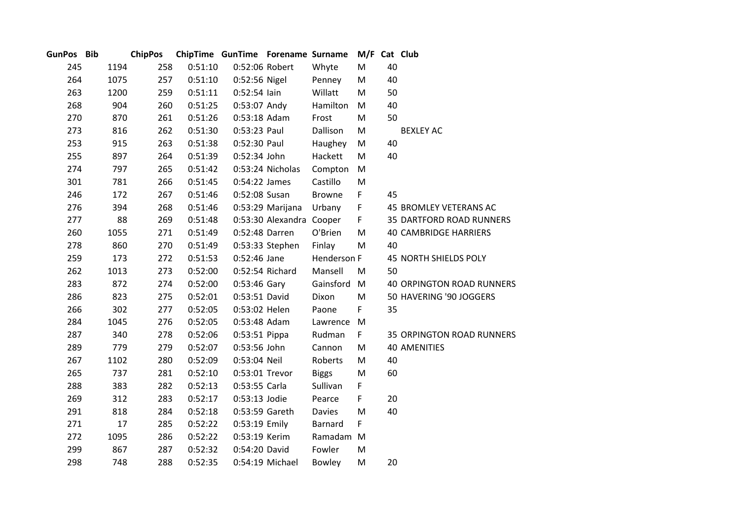| GunPos | Bib | ChipPos | ChipTime | GunTime | Forename | Surname | M/F | Cat | Club |
|---|---|---|---|---|---|---|---|---|---|
| 245 | 1194 | 258 | 0:51:10 | 0:52:06 | Robert | Whyte | M | 40 | |
| 264 | 1075 | 257 | 0:51:10 | 0:52:56 | Nigel | Penney | M | 40 | |
| 263 | 1200 | 259 | 0:51:11 | 0:52:54 | Iain | Willatt | M | 50 | |
| 268 | 904 | 260 | 0:51:25 | 0:53:07 | Andy | Hamilton | M | 40 | |
| 270 | 870 | 261 | 0:51:26 | 0:53:18 | Adam | Frost | M | 50 | |
| 273 | 816 | 262 | 0:51:30 | 0:53:23 | Paul | Dallison | M | | BEXLEY AC |
| 253 | 915 | 263 | 0:51:38 | 0:52:30 | Paul | Haughey | M | 40 | |
| 255 | 897 | 264 | 0:51:39 | 0:52:34 | John | Hackett | M | 40 | |
| 274 | 797 | 265 | 0:51:42 | 0:53:24 | Nicholas | Compton | M | | |
| 301 | 781 | 266 | 0:51:45 | 0:54:22 | James | Castillo | M | | |
| 246 | 172 | 267 | 0:51:46 | 0:52:08 | Susan | Browne | F | 45 | |
| 276 | 394 | 268 | 0:51:46 | 0:53:29 | Marijana | Urbany | F | 45 | BROMLEY VETERANS AC |
| 277 | 88 | 269 | 0:51:48 | 0:53:30 | Alexandra | Cooper | F | 35 | DARTFORD ROAD RUNNERS |
| 260 | 1055 | 271 | 0:51:49 | 0:52:48 | Darren | O'Brien | M | 40 | CAMBRIDGE HARRIERS |
| 278 | 860 | 270 | 0:51:49 | 0:53:33 | Stephen | Finlay | M | 40 | |
| 259 | 173 | 272 | 0:51:53 | 0:52:46 | Jane | Henderson | F | 45 | NORTH SHIELDS POLY |
| 262 | 1013 | 273 | 0:52:00 | 0:52:54 | Richard | Mansell | M | 50 | |
| 283 | 872 | 274 | 0:52:00 | 0:53:46 | Gary | Gainsford | M | 40 | ORPINGTON ROAD RUNNERS |
| 286 | 823 | 275 | 0:52:01 | 0:53:51 | David | Dixon | M | 50 | HAVERING '90 JOGGERS |
| 266 | 302 | 277 | 0:52:05 | 0:53:02 | Helen | Paone | F | 35 | |
| 284 | 1045 | 276 | 0:52:05 | 0:53:48 | Adam | Lawrence | M | | |
| 287 | 340 | 278 | 0:52:06 | 0:53:51 | Pippa | Rudman | F | 35 | ORPINGTON ROAD RUNNERS |
| 289 | 779 | 279 | 0:52:07 | 0:53:56 | John | Cannon | M | 40 | AMENITIES |
| 267 | 1102 | 280 | 0:52:09 | 0:53:04 | Neil | Roberts | M | 40 | |
| 265 | 737 | 281 | 0:52:10 | 0:53:01 | Trevor | Biggs | M | 60 | |
| 288 | 383 | 282 | 0:52:13 | 0:53:55 | Carla | Sullivan | F | | |
| 269 | 312 | 283 | 0:52:17 | 0:53:13 | Jodie | Pearce | F | 20 | |
| 291 | 818 | 284 | 0:52:18 | 0:53:59 | Gareth | Davies | M | 40 | |
| 271 | 17 | 285 | 0:52:22 | 0:53:19 | Emily | Barnard | F | | |
| 272 | 1095 | 286 | 0:52:22 | 0:53:19 | Kerim | Ramadam | M | | |
| 299 | 867 | 287 | 0:52:32 | 0:54:20 | David | Fowler | M | | |
| 298 | 748 | 288 | 0:52:35 | 0:54:19 | Michael | Bowley | M | 20 | |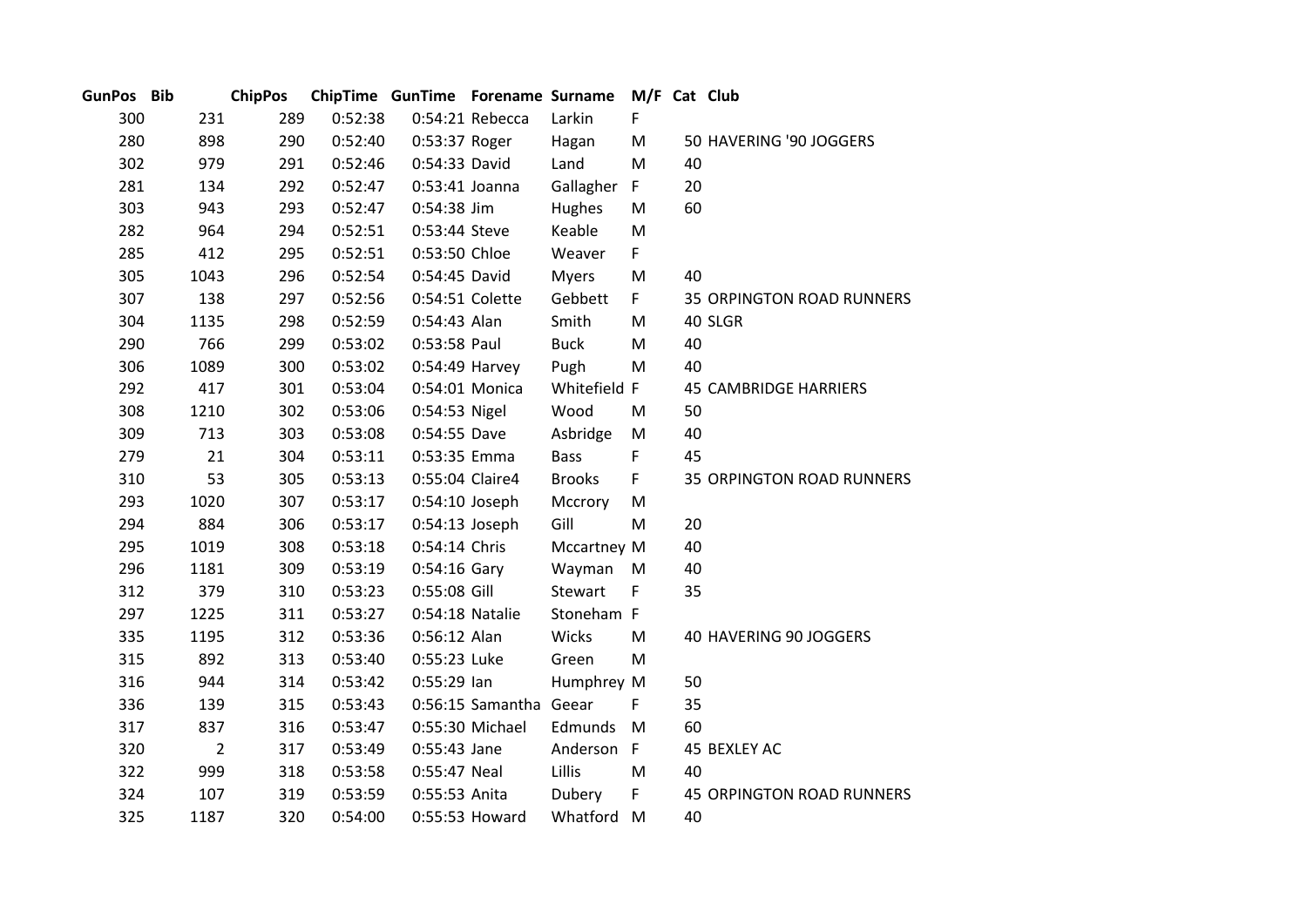| GunPos | Bib | ChipPos | ChipTime | GunTime | Forename | Surname | M/F | Cat | Club |
|---|---|---|---|---|---|---|---|---|---|
| 300 | 231 | 289 | 0:52:38 | 0:54:21 | Rebecca | Larkin | F | | |
| 280 | 898 | 290 | 0:52:40 | 0:53:37 | Roger | Hagan | M | 50 | HAVERING '90 JOGGERS |
| 302 | 979 | 291 | 0:52:46 | 0:54:33 | David | Land | M | 40 | |
| 281 | 134 | 292 | 0:52:47 | 0:53:41 | Joanna | Gallagher | F | 20 | |
| 303 | 943 | 293 | 0:52:47 | 0:54:38 | Jim | Hughes | M | 60 | |
| 282 | 964 | 294 | 0:52:51 | 0:53:44 | Steve | Keable | M | | |
| 285 | 412 | 295 | 0:52:51 | 0:53:50 | Chloe | Weaver | F | | |
| 305 | 1043 | 296 | 0:52:54 | 0:54:45 | David | Myers | M | 40 | |
| 307 | 138 | 297 | 0:52:56 | 0:54:51 | Colette | Gebbett | F | 35 | ORPINGTON ROAD RUNNERS |
| 304 | 1135 | 298 | 0:52:59 | 0:54:43 | Alan | Smith | M | 40 | SLGR |
| 290 | 766 | 299 | 0:53:02 | 0:53:58 | Paul | Buck | M | 40 | |
| 306 | 1089 | 300 | 0:53:02 | 0:54:49 | Harvey | Pugh | M | 40 | |
| 292 | 417 | 301 | 0:53:04 | 0:54:01 | Monica | Whitefield | F | 45 | CAMBRIDGE HARRIERS |
| 308 | 1210 | 302 | 0:53:06 | 0:54:53 | Nigel | Wood | M | 50 | |
| 309 | 713 | 303 | 0:53:08 | 0:54:55 | Dave | Asbridge | M | 40 | |
| 279 | 21 | 304 | 0:53:11 | 0:53:35 | Emma | Bass | F | 45 | |
| 310 | 53 | 305 | 0:53:13 | 0:55:04 | Claire4 | Brooks | F | 35 | ORPINGTON ROAD RUNNERS |
| 293 | 1020 | 307 | 0:53:17 | 0:54:10 | Joseph | Mccrory | M | | |
| 294 | 884 | 306 | 0:53:17 | 0:54:13 | Joseph | Gill | M | 20 | |
| 295 | 1019 | 308 | 0:53:18 | 0:54:14 | Chris | Mccartney | M | 40 | |
| 296 | 1181 | 309 | 0:53:19 | 0:54:16 | Gary | Wayman | M | 40 | |
| 312 | 379 | 310 | 0:53:23 | 0:55:08 | Gill | Stewart | F | 35 | |
| 297 | 1225 | 311 | 0:53:27 | 0:54:18 | Natalie | Stoneham | F | | |
| 335 | 1195 | 312 | 0:53:36 | 0:56:12 | Alan | Wicks | M | 40 | HAVERING 90 JOGGERS |
| 315 | 892 | 313 | 0:53:40 | 0:55:23 | Luke | Green | M | | |
| 316 | 944 | 314 | 0:53:42 | 0:55:29 | Ian | Humphrey | M | 50 | |
| 336 | 139 | 315 | 0:53:43 | 0:56:15 | Samantha | Geear | F | 35 | |
| 317 | 837 | 316 | 0:53:47 | 0:55:30 | Michael | Edmunds | M | 60 | |
| 320 | 2 | 317 | 0:53:49 | 0:55:43 | Jane | Anderson | F | 45 | BEXLEY AC |
| 322 | 999 | 318 | 0:53:58 | 0:55:47 | Neal | Lillis | M | 40 | |
| 324 | 107 | 319 | 0:53:59 | 0:55:53 | Anita | Dubery | F | 45 | ORPINGTON ROAD RUNNERS |
| 325 | 1187 | 320 | 0:54:00 | 0:55:53 | Howard | Whatford | M | 40 | |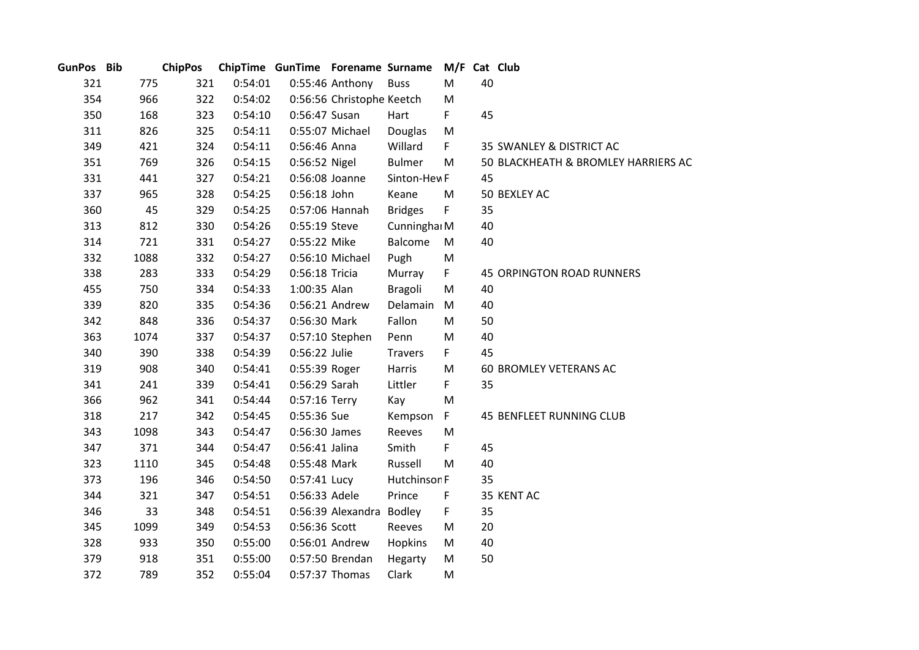| GunPos | Bib | ChipPos | ChipTime | GunTime | Forename | Surname | M/F | Cat | Club |
|---|---|---|---|---|---|---|---|---|---|
| 321 | 775 | 321 | 0:54:01 | 0:55:46 | Anthony | Buss | M | 40 | |
| 354 | 966 | 322 | 0:54:02 | 0:56:56 | Christophe | Keetch | M | | |
| 350 | 168 | 323 | 0:54:10 | 0:56:47 | Susan | Hart | F | 45 | |
| 311 | 826 | 325 | 0:54:11 | 0:55:07 | Michael | Douglas | M | | |
| 349 | 421 | 324 | 0:54:11 | 0:56:46 | Anna | Willard | F | 35 | SWANLEY & DISTRICT AC |
| 351 | 769 | 326 | 0:54:15 | 0:56:52 | Nigel | Bulmer | M | 50 | BLACKHEATH & BROMLEY HARRIERS AC |
| 331 | 441 | 327 | 0:54:21 | 0:56:08 | Joanne | Sinton-Hew | F | 45 | |
| 337 | 965 | 328 | 0:54:25 | 0:56:18 | John | Keane | M | 50 | BEXLEY AC |
| 360 | 45 | 329 | 0:54:25 | 0:57:06 | Hannah | Bridges | F | 35 | |
| 313 | 812 | 330 | 0:54:26 | 0:55:19 | Steve | Cunningha | M | 40 | |
| 314 | 721 | 331 | 0:54:27 | 0:55:22 | Mike | Balcome | M | 40 | |
| 332 | 1088 | 332 | 0:54:27 | 0:56:10 | Michael | Pugh | M | | |
| 338 | 283 | 333 | 0:54:29 | 0:56:18 | Tricia | Murray | F | 45 | ORPINGTON ROAD RUNNERS |
| 455 | 750 | 334 | 0:54:33 | 1:00:35 | Alan | Bragoli | M | 40 | |
| 339 | 820 | 335 | 0:54:36 | 0:56:21 | Andrew | Delamain | M | 40 | |
| 342 | 848 | 336 | 0:54:37 | 0:56:30 | Mark | Fallon | M | 50 | |
| 363 | 1074 | 337 | 0:54:37 | 0:57:10 | Stephen | Penn | M | 40 | |
| 340 | 390 | 338 | 0:54:39 | 0:56:22 | Julie | Travers | F | 45 | |
| 319 | 908 | 340 | 0:54:41 | 0:55:39 | Roger | Harris | M | 60 | BROMLEY VETERANS AC |
| 341 | 241 | 339 | 0:54:41 | 0:56:29 | Sarah | Littler | F | 35 | |
| 366 | 962 | 341 | 0:54:44 | 0:57:16 | Terry | Kay | M | | |
| 318 | 217 | 342 | 0:54:45 | 0:55:36 | Sue | Kempson | F | 45 | BENFLEET RUNNING CLUB |
| 343 | 1098 | 343 | 0:54:47 | 0:56:30 | James | Reeves | M | | |
| 347 | 371 | 344 | 0:54:47 | 0:56:41 | Jalina | Smith | F | 45 | |
| 323 | 1110 | 345 | 0:54:48 | 0:55:48 | Mark | Russell | M | 40 | |
| 373 | 196 | 346 | 0:54:50 | 0:57:41 | Lucy | Hutchinson | F | 35 | |
| 344 | 321 | 347 | 0:54:51 | 0:56:33 | Adele | Prince | F | 35 | KENT AC |
| 346 | 33 | 348 | 0:54:51 | 0:56:39 | Alexandra | Bodley | F | 35 | |
| 345 | 1099 | 349 | 0:54:53 | 0:56:36 | Scott | Reeves | M | 20 | |
| 328 | 933 | 350 | 0:55:00 | 0:56:01 | Andrew | Hopkins | M | 40 | |
| 379 | 918 | 351 | 0:55:00 | 0:57:50 | Brendan | Hegarty | M | 50 | |
| 372 | 789 | 352 | 0:55:04 | 0:57:37 | Thomas | Clark | M | | |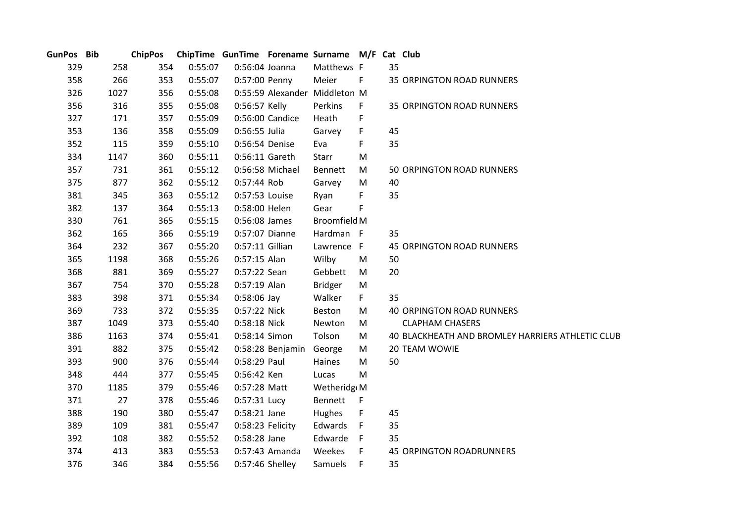| GunPos | Bib | ChipPos | ChipTime | GunTime | Forename | Surname | M/F | Cat | Club |
|---|---|---|---|---|---|---|---|---|---|
| 329 | 258 | 354 | 0:55:07 | 0:56:04 | Joanna | Matthews | F | 35 | |
| 358 | 266 | 353 | 0:55:07 | 0:57:00 | Penny | Meier | F | 35 | ORPINGTON ROAD RUNNERS |
| 326 | 1027 | 356 | 0:55:08 | 0:55:59 | Alexander | Middleton | M | | |
| 356 | 316 | 355 | 0:55:08 | 0:56:57 | Kelly | Perkins | F | 35 | ORPINGTON ROAD RUNNERS |
| 327 | 171 | 357 | 0:55:09 | 0:56:00 | Candice | Heath | F | | |
| 353 | 136 | 358 | 0:55:09 | 0:56:55 | Julia | Garvey | F | 45 | |
| 352 | 115 | 359 | 0:55:10 | 0:56:54 | Denise | Eva | F | 35 | |
| 334 | 1147 | 360 | 0:55:11 | 0:56:11 | Gareth | Starr | M | | |
| 357 | 731 | 361 | 0:55:12 | 0:56:58 | Michael | Bennett | M | 50 | ORPINGTON ROAD RUNNERS |
| 375 | 877 | 362 | 0:55:12 | 0:57:44 | Rob | Garvey | M | 40 | |
| 381 | 345 | 363 | 0:55:12 | 0:57:53 | Louise | Ryan | F | 35 | |
| 382 | 137 | 364 | 0:55:13 | 0:58:00 | Helen | Gear | F | | |
| 330 | 761 | 365 | 0:55:15 | 0:56:08 | James | Broomfield | M | | |
| 362 | 165 | 366 | 0:55:19 | 0:57:07 | Dianne | Hardman | F | 35 | |
| 364 | 232 | 367 | 0:55:20 | 0:57:11 | Gillian | Lawrence | F | 45 | ORPINGTON ROAD RUNNERS |
| 365 | 1198 | 368 | 0:55:26 | 0:57:15 | Alan | Wilby | M | 50 | |
| 368 | 881 | 369 | 0:55:27 | 0:57:22 | Sean | Gebbett | M | 20 | |
| 367 | 754 | 370 | 0:55:28 | 0:57:19 | Alan | Bridger | M | | |
| 383 | 398 | 371 | 0:55:34 | 0:58:06 | Jay | Walker | F | 35 | |
| 369 | 733 | 372 | 0:55:35 | 0:57:22 | Nick | Beston | M | 40 | ORPINGTON ROAD RUNNERS |
| 387 | 1049 | 373 | 0:55:40 | 0:58:18 | Nick | Newton | M | | CLAPHAM CHASERS |
| 386 | 1163 | 374 | 0:55:41 | 0:58:14 | Simon | Tolson | M | 40 | BLACKHEATH AND BROMLEY HARRIERS ATHLETIC CLUB |
| 391 | 882 | 375 | 0:55:42 | 0:58:28 | Benjamin | George | M | 20 | TEAM WOWIE |
| 393 | 900 | 376 | 0:55:44 | 0:58:29 | Paul | Haines | M | 50 | |
| 348 | 444 | 377 | 0:55:45 | 0:56:42 | Ken | Lucas | M | | |
| 370 | 1185 | 379 | 0:55:46 | 0:57:28 | Matt | Wetheridg | M | | |
| 371 | 27 | 378 | 0:55:46 | 0:57:31 | Lucy | Bennett | F | | |
| 388 | 190 | 380 | 0:55:47 | 0:58:21 | Jane | Hughes | F | 45 | |
| 389 | 109 | 381 | 0:55:47 | 0:58:23 | Felicity | Edwards | F | 35 | |
| 392 | 108 | 382 | 0:55:52 | 0:58:28 | Jane | Edwarde | F | 35 | |
| 374 | 413 | 383 | 0:55:53 | 0:57:43 | Amanda | Weekes | F | 45 | ORPINGTON ROADRUNNERS |
| 376 | 346 | 384 | 0:55:56 | 0:57:46 | Shelley | Samuels | F | 35 | |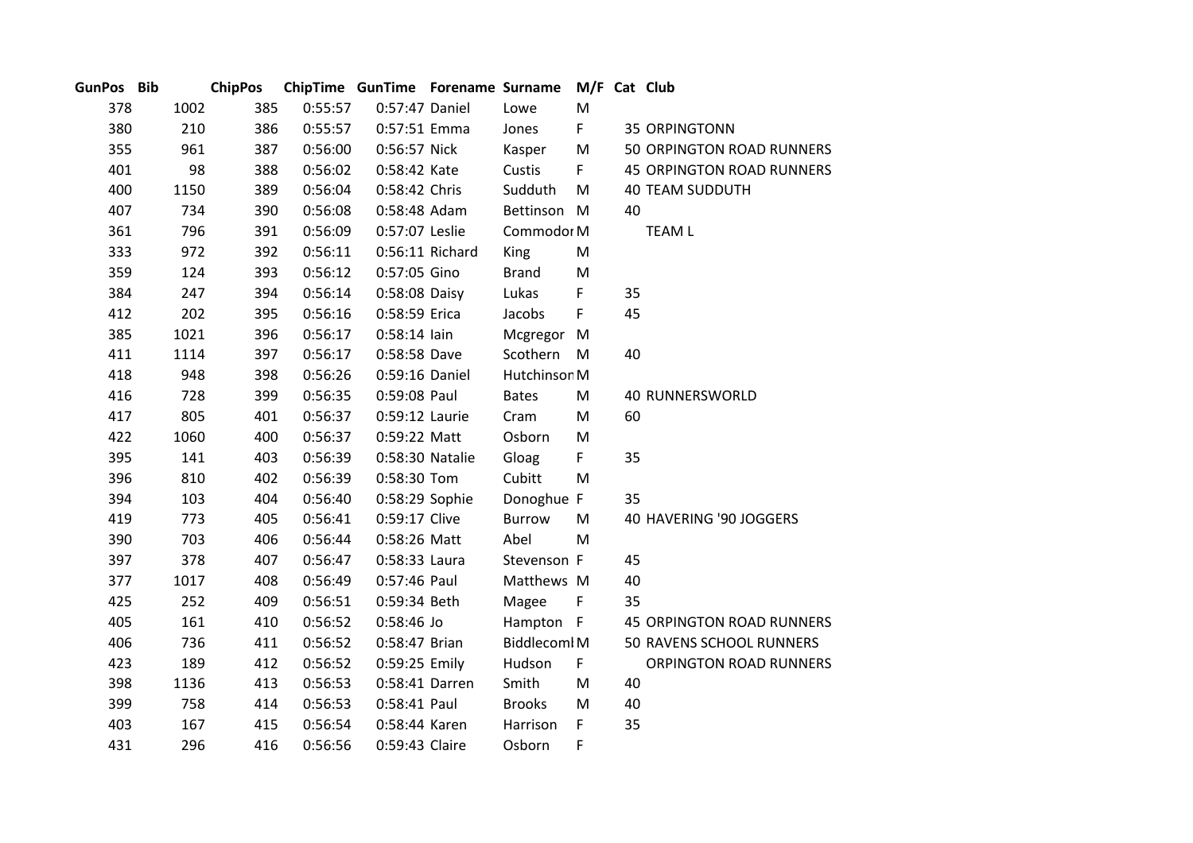| GunPos | Bib | ChipPos | ChipTime | GunTime | Forename | Surname | M/F | Cat | Club |
|---|---|---|---|---|---|---|---|---|---|
| 378 | 1002 | 385 | 0:55:57 | 0:57:47 | Daniel | Lowe | M | | |
| 380 | 210 | 386 | 0:55:57 | 0:57:51 | Emma | Jones | F | 35 | ORPINGTONN |
| 355 | 961 | 387 | 0:56:00 | 0:56:57 | Nick | Kasper | M | 50 | ORPINGTON ROAD RUNNERS |
| 401 | 98 | 388 | 0:56:02 | 0:58:42 | Kate | Custis | F | 45 | ORPINGTON ROAD RUNNERS |
| 400 | 1150 | 389 | 0:56:04 | 0:58:42 | Chris | Sudduth | M | 40 | TEAM SUDDUTH |
| 407 | 734 | 390 | 0:56:08 | 0:58:48 | Adam | Bettinson | M | 40 | |
| 361 | 796 | 391 | 0:56:09 | 0:57:07 | Leslie | Commodor | M | | TEAM L |
| 333 | 972 | 392 | 0:56:11 | 0:56:11 | Richard | King | M | | |
| 359 | 124 | 393 | 0:56:12 | 0:57:05 | Gino | Brand | M | | |
| 384 | 247 | 394 | 0:56:14 | 0:58:08 | Daisy | Lukas | F | 35 | |
| 412 | 202 | 395 | 0:56:16 | 0:58:59 | Erica | Jacobs | F | 45 | |
| 385 | 1021 | 396 | 0:56:17 | 0:58:14 | Iain | Mcgregor | M | | |
| 411 | 1114 | 397 | 0:56:17 | 0:58:58 | Dave | Scothern | M | 40 | |
| 418 | 948 | 398 | 0:56:26 | 0:59:16 | Daniel | Hutchinson | M | | |
| 416 | 728 | 399 | 0:56:35 | 0:59:08 | Paul | Bates | M | 40 | RUNNERSWORLD |
| 417 | 805 | 401 | 0:56:37 | 0:59:12 | Laurie | Cram | M | 60 | |
| 422 | 1060 | 400 | 0:56:37 | 0:59:22 | Matt | Osborn | M | | |
| 395 | 141 | 403 | 0:56:39 | 0:58:30 | Natalie | Gloag | F | 35 | |
| 396 | 810 | 402 | 0:56:39 | 0:58:30 | Tom | Cubitt | M | | |
| 394 | 103 | 404 | 0:56:40 | 0:58:29 | Sophie | Donoghue | F | 35 | |
| 419 | 773 | 405 | 0:56:41 | 0:59:17 | Clive | Burrow | M | 40 | HAVERING '90 JOGGERS |
| 390 | 703 | 406 | 0:56:44 | 0:58:26 | Matt | Abel | M | | |
| 397 | 378 | 407 | 0:56:47 | 0:58:33 | Laura | Stevenson | F | 45 | |
| 377 | 1017 | 408 | 0:56:49 | 0:57:46 | Paul | Matthews | M | 40 | |
| 425 | 252 | 409 | 0:56:51 | 0:59:34 | Beth | Magee | F | 35 | |
| 405 | 161 | 410 | 0:56:52 | 0:58:46 | Jo | Hampton | F | 45 | ORPINGTON ROAD RUNNERS |
| 406 | 736 | 411 | 0:56:52 | 0:58:47 | Brian | Biddlecoml | M | 50 | RAVENS SCHOOL RUNNERS |
| 423 | 189 | 412 | 0:56:52 | 0:59:25 | Emily | Hudson | F | | ORPINGTON ROAD RUNNERS |
| 398 | 1136 | 413 | 0:56:53 | 0:58:41 | Darren | Smith | M | 40 | |
| 399 | 758 | 414 | 0:56:53 | 0:58:41 | Paul | Brooks | M | 40 | |
| 403 | 167 | 415 | 0:56:54 | 0:58:44 | Karen | Harrison | F | 35 | |
| 431 | 296 | 416 | 0:56:56 | 0:59:43 | Claire | Osborn | F | | |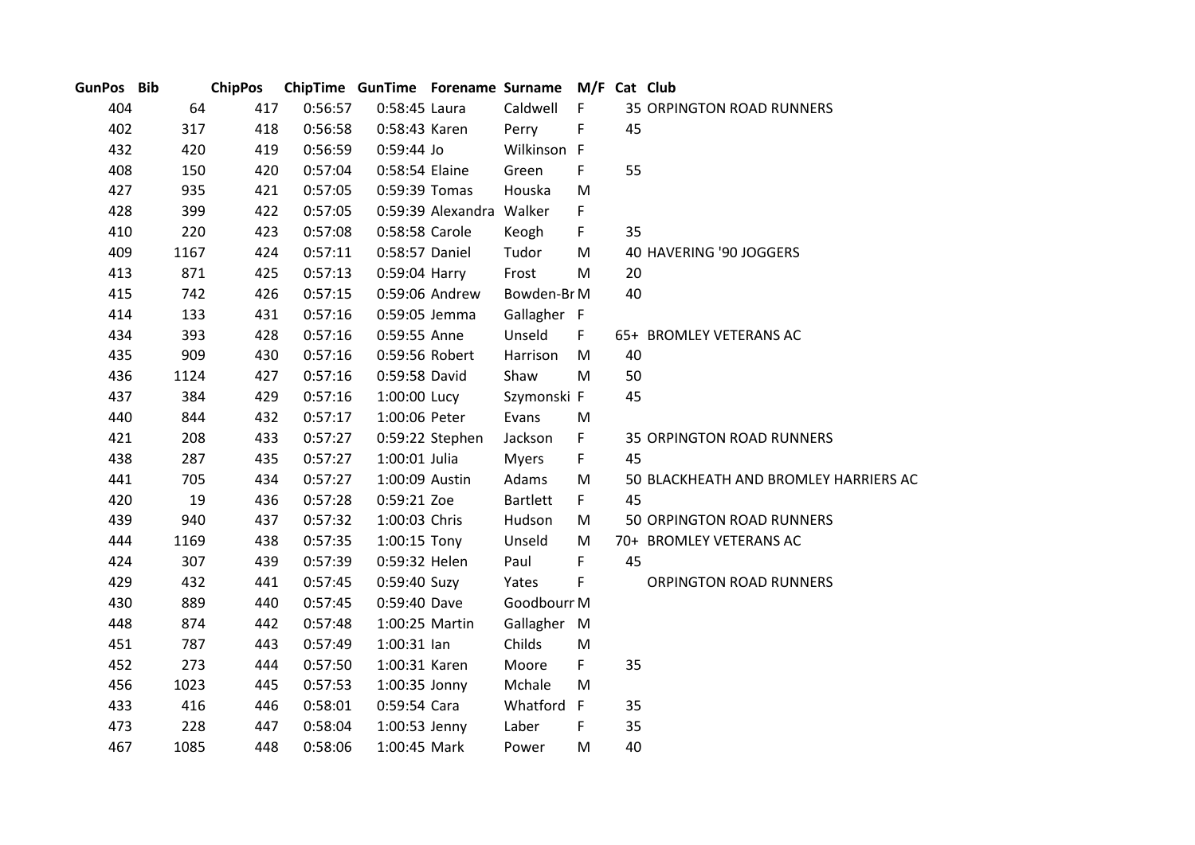| GunPos | Bib | ChipPos | ChipTime | GunTime | Forename | Surname | M/F | Cat | Club |
|---|---|---|---|---|---|---|---|---|---|
| 404 | 64 | 417 | 0:56:57 | 0:58:45 | Laura | Caldwell | F | 35 | ORPINGTON ROAD RUNNERS |
| 402 | 317 | 418 | 0:56:58 | 0:58:43 | Karen | Perry | F | 45 | |
| 432 | 420 | 419 | 0:56:59 | 0:59:44 | Jo | Wilkinson | F | | |
| 408 | 150 | 420 | 0:57:04 | 0:58:54 | Elaine | Green | F | 55 | |
| 427 | 935 | 421 | 0:57:05 | 0:59:39 | Tomas | Houska | M | | |
| 428 | 399 | 422 | 0:57:05 | 0:59:39 | Alexandra | Walker | F | | |
| 410 | 220 | 423 | 0:57:08 | 0:58:58 | Carole | Keogh | F | 35 | |
| 409 | 1167 | 424 | 0:57:11 | 0:58:57 | Daniel | Tudor | M | 40 | HAVERING '90 JOGGERS |
| 413 | 871 | 425 | 0:57:13 | 0:59:04 | Harry | Frost | M | 20 | |
| 415 | 742 | 426 | 0:57:15 | 0:59:06 | Andrew | Bowden-Br | M | 40 | |
| 414 | 133 | 431 | 0:57:16 | 0:59:05 | Jemma | Gallagher | F | | |
| 434 | 393 | 428 | 0:57:16 | 0:59:55 | Anne | Unseld | F | 65+ | BROMLEY VETERANS AC |
| 435 | 909 | 430 | 0:57:16 | 0:59:56 | Robert | Harrison | M | 40 | |
| 436 | 1124 | 427 | 0:57:16 | 0:59:58 | David | Shaw | M | 50 | |
| 437 | 384 | 429 | 0:57:16 | 1:00:00 | Lucy | Szymonski | F | 45 | |
| 440 | 844 | 432 | 0:57:17 | 1:00:06 | Peter | Evans | M | | |
| 421 | 208 | 433 | 0:57:27 | 0:59:22 | Stephen | Jackson | F | 35 | ORPINGTON ROAD RUNNERS |
| 438 | 287 | 435 | 0:57:27 | 1:00:01 | Julia | Myers | F | 45 | |
| 441 | 705 | 434 | 0:57:27 | 1:00:09 | Austin | Adams | M | 50 | BLACKHEATH AND BROMLEY HARRIERS AC |
| 420 | 19 | 436 | 0:57:28 | 0:59:21 | Zoe | Bartlett | F | 45 | |
| 439 | 940 | 437 | 0:57:32 | 1:00:03 | Chris | Hudson | M | 50 | ORPINGTON ROAD RUNNERS |
| 444 | 1169 | 438 | 0:57:35 | 1:00:15 | Tony | Unseld | M | 70+ | BROMLEY VETERANS AC |
| 424 | 307 | 439 | 0:57:39 | 0:59:32 | Helen | Paul | F | 45 | |
| 429 | 432 | 441 | 0:57:45 | 0:59:40 | Suzy | Yates | F | | ORPINGTON ROAD RUNNERS |
| 430 | 889 | 440 | 0:57:45 | 0:59:40 | Dave | Goodbourr | M | | |
| 448 | 874 | 442 | 0:57:48 | 1:00:25 | Martin | Gallagher | M | | |
| 451 | 787 | 443 | 0:57:49 | 1:00:31 | Ian | Childs | M | | |
| 452 | 273 | 444 | 0:57:50 | 1:00:31 | Karen | Moore | F | 35 | |
| 456 | 1023 | 445 | 0:57:53 | 1:00:35 | Jonny | Mchale | M | | |
| 433 | 416 | 446 | 0:58:01 | 0:59:54 | Cara | Whatford | F | 35 | |
| 473 | 228 | 447 | 0:58:04 | 1:00:53 | Jenny | Laber | F | 35 | |
| 467 | 1085 | 448 | 0:58:06 | 1:00:45 | Mark | Power | M | 40 | |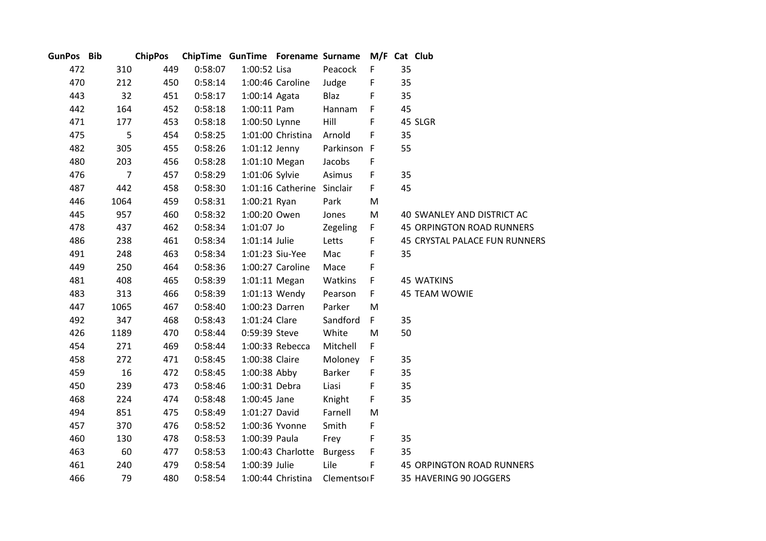| GunPos | Bib | ChipPos | ChipTime | GunTime | Forename | Surname | M/F | Cat | Club |
|---|---|---|---|---|---|---|---|---|---|
| 472 | 310 | 449 | 0:58:07 | 1:00:52 | Lisa | Peacock | F | 35 | |
| 470 | 212 | 450 | 0:58:14 | 1:00:46 | Caroline | Judge | F | 35 | |
| 443 | 32 | 451 | 0:58:17 | 1:00:14 | Agata | Blaz | F | 35 | |
| 442 | 164 | 452 | 0:58:18 | 1:00:11 | Pam | Hannam | F | 45 | |
| 471 | 177 | 453 | 0:58:18 | 1:00:50 | Lynne | Hill | F | 45 | SLGR |
| 475 | 5 | 454 | 0:58:25 | 1:01:00 | Christina | Arnold | F | 35 | |
| 482 | 305 | 455 | 0:58:26 | 1:01:12 | Jenny | Parkinson | F | 55 | |
| 480 | 203 | 456 | 0:58:28 | 1:01:10 | Megan | Jacobs | F | | |
| 476 | 7 | 457 | 0:58:29 | 1:01:06 | Sylvie | Asimus | F | 35 | |
| 487 | 442 | 458 | 0:58:30 | 1:01:16 | Catherine | Sinclair | F | 45 | |
| 446 | 1064 | 459 | 0:58:31 | 1:00:21 | Ryan | Park | M | | |
| 445 | 957 | 460 | 0:58:32 | 1:00:20 | Owen | Jones | M | 40 | SWANLEY AND DISTRICT AC |
| 478 | 437 | 462 | 0:58:34 | 1:01:07 | Jo | Zegeling | F | 45 | ORPINGTON ROAD RUNNERS |
| 486 | 238 | 461 | 0:58:34 | 1:01:14 | Julie | Letts | F | 45 | CRYSTAL PALACE FUN RUNNERS |
| 491 | 248 | 463 | 0:58:34 | 1:01:23 | Siu-Yee | Mac | F | 35 | |
| 449 | 250 | 464 | 0:58:36 | 1:00:27 | Caroline | Mace | F | | |
| 481 | 408 | 465 | 0:58:39 | 1:01:11 | Megan | Watkins | F | 45 | WATKINS |
| 483 | 313 | 466 | 0:58:39 | 1:01:13 | Wendy | Pearson | F | 45 | TEAM WOWIE |
| 447 | 1065 | 467 | 0:58:40 | 1:00:23 | Darren | Parker | M | | |
| 492 | 347 | 468 | 0:58:43 | 1:01:24 | Clare | Sandford | F | 35 | |
| 426 | 1189 | 470 | 0:58:44 | 0:59:39 | Steve | White | M | 50 | |
| 454 | 271 | 469 | 0:58:44 | 1:00:33 | Rebecca | Mitchell | F | | |
| 458 | 272 | 471 | 0:58:45 | 1:00:38 | Claire | Moloney | F | 35 | |
| 459 | 16 | 472 | 0:58:45 | 1:00:38 | Abby | Barker | F | 35 | |
| 450 | 239 | 473 | 0:58:46 | 1:00:31 | Debra | Liasi | F | 35 | |
| 468 | 224 | 474 | 0:58:48 | 1:00:45 | Jane | Knight | F | 35 | |
| 494 | 851 | 475 | 0:58:49 | 1:01:27 | David | Farnell | M | | |
| 457 | 370 | 476 | 0:58:52 | 1:00:36 | Yvonne | Smith | F | | |
| 460 | 130 | 478 | 0:58:53 | 1:00:39 | Paula | Frey | F | 35 | |
| 463 | 60 | 477 | 0:58:53 | 1:00:43 | Charlotte | Burgess | F | 35 | |
| 461 | 240 | 479 | 0:58:54 | 1:00:39 | Julie | Lile | F | 45 | ORPINGTON ROAD RUNNERS |
| 466 | 79 | 480 | 0:58:54 | 1:00:44 | Christina | Clementson | F | 35 | HAVERING 90 JOGGERS |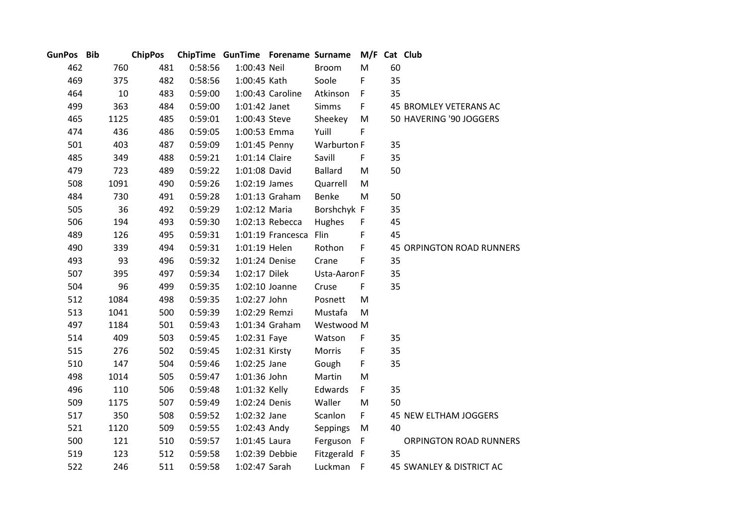| GunPos | Bib | ChipPos | ChipTime | GunTime | Forename | Surname | M/F | Cat | Club |
|---|---|---|---|---|---|---|---|---|---|
| 462 | 760 | 481 | 0:58:56 | 1:00:43 | Neil | Broom | M | 60 | |
| 469 | 375 | 482 | 0:58:56 | 1:00:45 | Kath | Soole | F | 35 | |
| 464 | 10 | 483 | 0:59:00 | 1:00:43 | Caroline | Atkinson | F | 35 | |
| 499 | 363 | 484 | 0:59:00 | 1:01:42 | Janet | Simms | F | 45 | BROMLEY VETERANS AC |
| 465 | 1125 | 485 | 0:59:01 | 1:00:43 | Steve | Sheekey | M | 50 | HAVERING '90 JOGGERS |
| 474 | 436 | 486 | 0:59:05 | 1:00:53 | Emma | Yuill | F | | |
| 501 | 403 | 487 | 0:59:09 | 1:01:45 | Penny | Warburton | F | 35 | |
| 485 | 349 | 488 | 0:59:21 | 1:01:14 | Claire | Savill | F | 35 | |
| 479 | 723 | 489 | 0:59:22 | 1:01:08 | David | Ballard | M | 50 | |
| 508 | 1091 | 490 | 0:59:26 | 1:02:19 | James | Quarrell | M | | |
| 484 | 730 | 491 | 0:59:28 | 1:01:13 | Graham | Benke | M | 50 | |
| 505 | 36 | 492 | 0:59:29 | 1:02:12 | Maria | Borshchyk | F | 35 | |
| 506 | 194 | 493 | 0:59:30 | 1:02:13 | Rebecca | Hughes | F | 45 | |
| 489 | 126 | 495 | 0:59:31 | 1:01:19 | Francesca | Flin | F | 45 | |
| 490 | 339 | 494 | 0:59:31 | 1:01:19 | Helen | Rothon | F | 45 | ORPINGTON ROAD RUNNERS |
| 493 | 93 | 496 | 0:59:32 | 1:01:24 | Denise | Crane | F | 35 | |
| 507 | 395 | 497 | 0:59:34 | 1:02:17 | Dilek | Usta-Aaron | F | 35 | |
| 504 | 96 | 499 | 0:59:35 | 1:02:10 | Joanne | Cruse | F | 35 | |
| 512 | 1084 | 498 | 0:59:35 | 1:02:27 | John | Posnett | M | | |
| 513 | 1041 | 500 | 0:59:39 | 1:02:29 | Remzi | Mustafa | M | | |
| 497 | 1184 | 501 | 0:59:43 | 1:01:34 | Graham | Westwood | M | | |
| 514 | 409 | 503 | 0:59:45 | 1:02:31 | Faye | Watson | F | 35 | |
| 515 | 276 | 502 | 0:59:45 | 1:02:31 | Kirsty | Morris | F | 35 | |
| 510 | 147 | 504 | 0:59:46 | 1:02:25 | Jane | Gough | F | 35 | |
| 498 | 1014 | 505 | 0:59:47 | 1:01:36 | John | Martin | M | | |
| 496 | 110 | 506 | 0:59:48 | 1:01:32 | Kelly | Edwards | F | 35 | |
| 509 | 1175 | 507 | 0:59:49 | 1:02:24 | Denis | Waller | M | 50 | |
| 517 | 350 | 508 | 0:59:52 | 1:02:32 | Jane | Scanlon | F | 45 | NEW ELTHAM JOGGERS |
| 521 | 1120 | 509 | 0:59:55 | 1:02:43 | Andy | Seppings | M | 40 | |
| 500 | 121 | 510 | 0:59:57 | 1:01:45 | Laura | Ferguson | F | | ORPINGTON ROAD RUNNERS |
| 519 | 123 | 512 | 0:59:58 | 1:02:39 | Debbie | Fitzgerald | F | 35 | |
| 522 | 246 | 511 | 0:59:58 | 1:02:47 | Sarah | Luckman | F | 45 | SWANLEY & DISTRICT AC |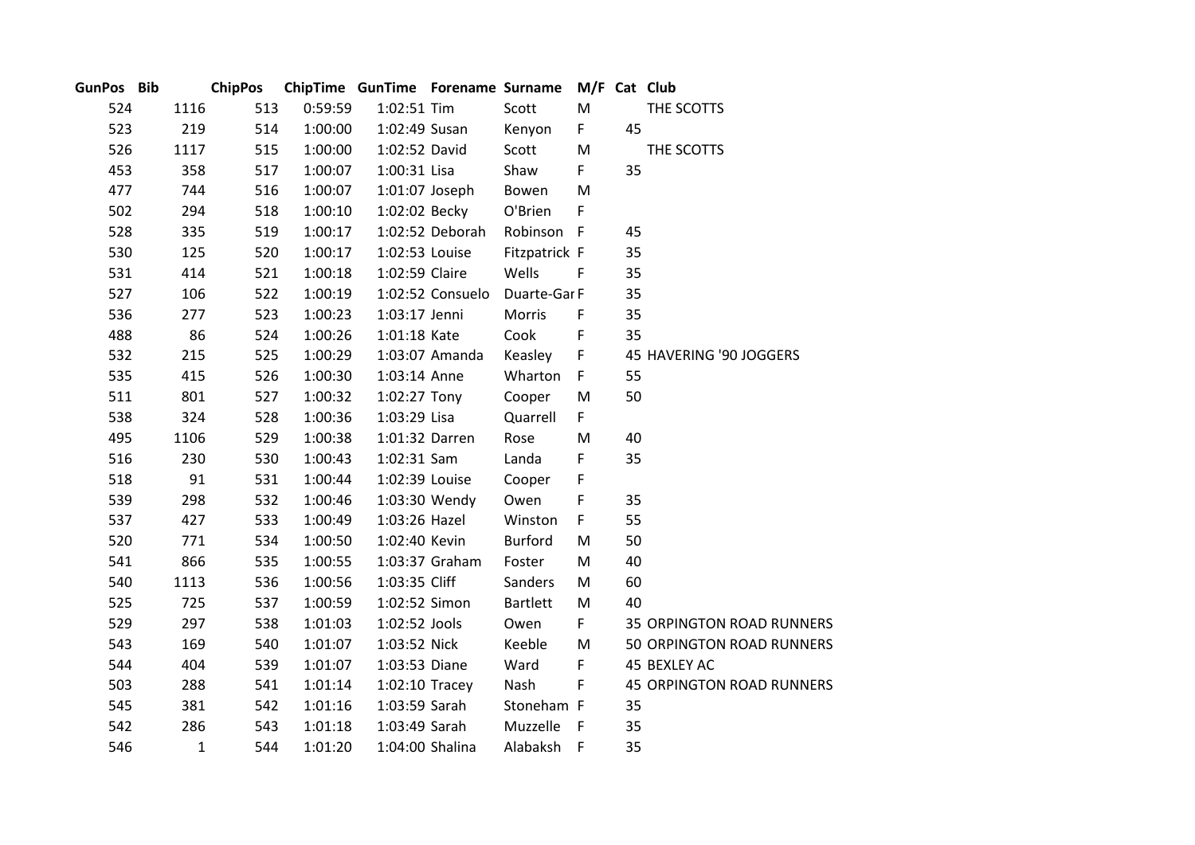| GunPos | Bib | ChipPos | ChipTime | GunTime | Forename | Surname | M/F | Cat | Club |
|---|---|---|---|---|---|---|---|---|---|
| 524 | 1116 | 513 | 0:59:59 | 1:02:51 | Tim | Scott | M | | THE SCOTTS |
| 523 | 219 | 514 | 1:00:00 | 1:02:49 | Susan | Kenyon | F | 45 | |
| 526 | 1117 | 515 | 1:00:00 | 1:02:52 | David | Scott | M | | THE SCOTTS |
| 453 | 358 | 517 | 1:00:07 | 1:00:31 | Lisa | Shaw | F | 35 | |
| 477 | 744 | 516 | 1:00:07 | 1:01:07 | Joseph | Bowen | M | | |
| 502 | 294 | 518 | 1:00:10 | 1:02:02 | Becky | O'Brien | F | | |
| 528 | 335 | 519 | 1:00:17 | 1:02:52 | Deborah | Robinson | F | 45 | |
| 530 | 125 | 520 | 1:00:17 | 1:02:53 | Louise | Fitzpatrick | F | 35 | |
| 531 | 414 | 521 | 1:00:18 | 1:02:59 | Claire | Wells | F | 35 | |
| 527 | 106 | 522 | 1:00:19 | 1:02:52 | Consuelo | Duarte-Gar | F | 35 | |
| 536 | 277 | 523 | 1:00:23 | 1:03:17 | Jenni | Morris | F | 35 | |
| 488 | 86 | 524 | 1:00:26 | 1:01:18 | Kate | Cook | F | 35 | |
| 532 | 215 | 525 | 1:00:29 | 1:03:07 | Amanda | Keasley | F | 45 | HAVERING '90 JOGGERS |
| 535 | 415 | 526 | 1:00:30 | 1:03:14 | Anne | Wharton | F | 55 | |
| 511 | 801 | 527 | 1:00:32 | 1:02:27 | Tony | Cooper | M | 50 | |
| 538 | 324 | 528 | 1:00:36 | 1:03:29 | Lisa | Quarrell | F | | |
| 495 | 1106 | 529 | 1:00:38 | 1:01:32 | Darren | Rose | M | 40 | |
| 516 | 230 | 530 | 1:00:43 | 1:02:31 | Sam | Landa | F | 35 | |
| 518 | 91 | 531 | 1:00:44 | 1:02:39 | Louise | Cooper | F | | |
| 539 | 298 | 532 | 1:00:46 | 1:03:30 | Wendy | Owen | F | 35 | |
| 537 | 427 | 533 | 1:00:49 | 1:03:26 | Hazel | Winston | F | 55 | |
| 520 | 771 | 534 | 1:00:50 | 1:02:40 | Kevin | Burford | M | 50 | |
| 541 | 866 | 535 | 1:00:55 | 1:03:37 | Graham | Foster | M | 40 | |
| 540 | 1113 | 536 | 1:00:56 | 1:03:35 | Cliff | Sanders | M | 60 | |
| 525 | 725 | 537 | 1:00:59 | 1:02:52 | Simon | Bartlett | M | 40 | |
| 529 | 297 | 538 | 1:01:03 | 1:02:52 | Jools | Owen | F | 35 | ORPINGTON ROAD RUNNERS |
| 543 | 169 | 540 | 1:01:07 | 1:03:52 | Nick | Keeble | M | 50 | ORPINGTON ROAD RUNNERS |
| 544 | 404 | 539 | 1:01:07 | 1:03:53 | Diane | Ward | F | 45 | BEXLEY AC |
| 503 | 288 | 541 | 1:01:14 | 1:02:10 | Tracey | Nash | F | 45 | ORPINGTON ROAD RUNNERS |
| 545 | 381 | 542 | 1:01:16 | 1:03:59 | Sarah | Stoneham | F | 35 | |
| 542 | 286 | 543 | 1:01:18 | 1:03:49 | Sarah | Muzzelle | F | 35 | |
| 546 | 1 | 544 | 1:01:20 | 1:04:00 | Shalina | Alabaksh | F | 35 | |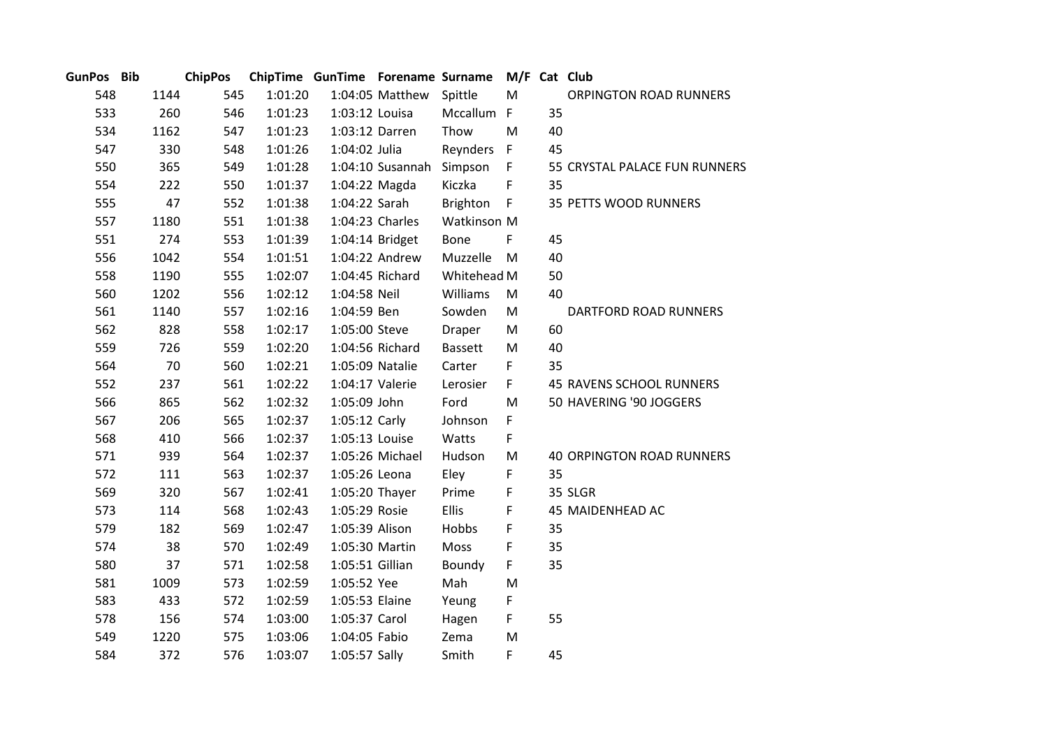| GunPos | Bib | ChipPos | ChipTime | GunTime | Forename | Surname | M/F | Cat | Club |
|---|---|---|---|---|---|---|---|---|---|
| 548 | 1144 | 545 | 1:01:20 | 1:04:05 | Matthew | Spittle | M | | ORPINGTON ROAD RUNNERS |
| 533 | 260 | 546 | 1:01:23 | 1:03:12 | Louisa | Mccallum | F | 35 | |
| 534 | 1162 | 547 | 1:01:23 | 1:03:12 | Darren | Thow | M | 40 | |
| 547 | 330 | 548 | 1:01:26 | 1:04:02 | Julia | Reynders | F | 45 | |
| 550 | 365 | 549 | 1:01:28 | 1:04:10 | Susannah | Simpson | F | 55 | CRYSTAL PALACE FUN RUNNERS |
| 554 | 222 | 550 | 1:01:37 | 1:04:22 | Magda | Kiczka | F | 35 | |
| 555 | 47 | 552 | 1:01:38 | 1:04:22 | Sarah | Brighton | F | 35 | PETTS WOOD RUNNERS |
| 557 | 1180 | 551 | 1:01:38 | 1:04:23 | Charles | Watkinson | M | | |
| 551 | 274 | 553 | 1:01:39 | 1:04:14 | Bridget | Bone | F | 45 | |
| 556 | 1042 | 554 | 1:01:51 | 1:04:22 | Andrew | Muzzelle | M | 40 | |
| 558 | 1190 | 555 | 1:02:07 | 1:04:45 | Richard | Whitehead | M | 50 | |
| 560 | 1202 | 556 | 1:02:12 | 1:04:58 | Neil | Williams | M | 40 | |
| 561 | 1140 | 557 | 1:02:16 | 1:04:59 | Ben | Sowden | M | | DARTFORD ROAD RUNNERS |
| 562 | 828 | 558 | 1:02:17 | 1:05:00 | Steve | Draper | M | 60 | |
| 559 | 726 | 559 | 1:02:20 | 1:04:56 | Richard | Bassett | M | 40 | |
| 564 | 70 | 560 | 1:02:21 | 1:05:09 | Natalie | Carter | F | 35 | |
| 552 | 237 | 561 | 1:02:22 | 1:04:17 | Valerie | Lerosier | F | 45 | RAVENS SCHOOL RUNNERS |
| 566 | 865 | 562 | 1:02:32 | 1:05:09 | John | Ford | M | 50 | HAVERING '90 JOGGERS |
| 567 | 206 | 565 | 1:02:37 | 1:05:12 | Carly | Johnson | F | | |
| 568 | 410 | 566 | 1:02:37 | 1:05:13 | Louise | Watts | F | | |
| 571 | 939 | 564 | 1:02:37 | 1:05:26 | Michael | Hudson | M | 40 | ORPINGTON ROAD RUNNERS |
| 572 | 111 | 563 | 1:02:37 | 1:05:26 | Leona | Eley | F | 35 | |
| 569 | 320 | 567 | 1:02:41 | 1:05:20 | Thayer | Prime | F | 35 | SLGR |
| 573 | 114 | 568 | 1:02:43 | 1:05:29 | Rosie | Ellis | F | 45 | MAIDENHEAD AC |
| 579 | 182 | 569 | 1:02:47 | 1:05:39 | Alison | Hobbs | F | 35 | |
| 574 | 38 | 570 | 1:02:49 | 1:05:30 | Martin | Moss | F | 35 | |
| 580 | 37 | 571 | 1:02:58 | 1:05:51 | Gillian | Boundy | F | 35 | |
| 581 | 1009 | 573 | 1:02:59 | 1:05:52 | Yee | Mah | M | | |
| 583 | 433 | 572 | 1:02:59 | 1:05:53 | Elaine | Yeung | F | | |
| 578 | 156 | 574 | 1:03:00 | 1:05:37 | Carol | Hagen | F | 55 | |
| 549 | 1220 | 575 | 1:03:06 | 1:04:05 | Fabio | Zema | M | | |
| 584 | 372 | 576 | 1:03:07 | 1:05:57 | Sally | Smith | F | 45 | |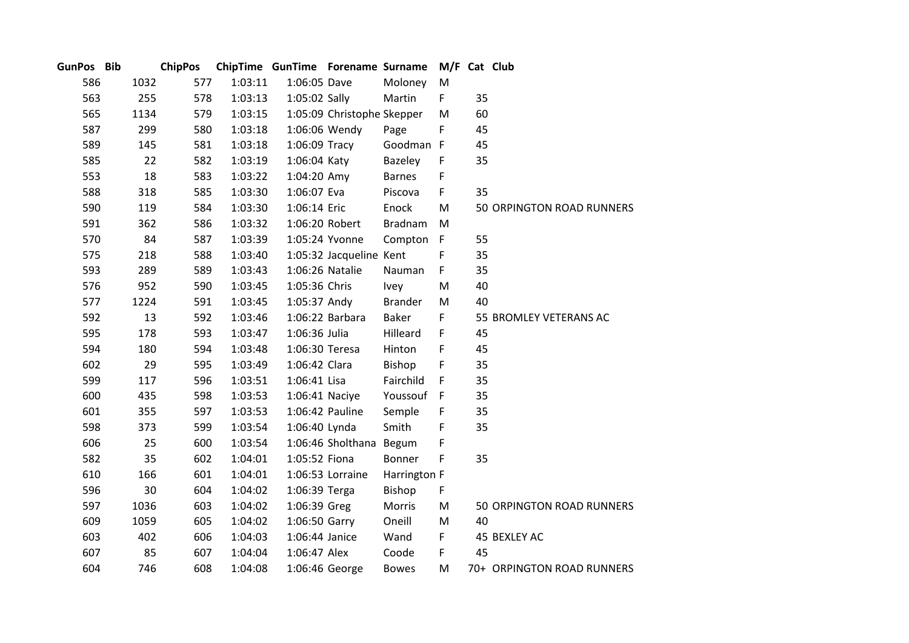| GunPos | Bib | ChipPos | ChipTime | GunTime | Forename | Surname | M/F | Cat | Club |
|---|---|---|---|---|---|---|---|---|---|
| 586 | 1032 | 577 | 1:03:11 | 1:06:05 | Dave | Moloney | M | | |
| 563 | 255 | 578 | 1:03:13 | 1:05:02 | Sally | Martin | F | 35 | |
| 565 | 1134 | 579 | 1:03:15 | 1:05:09 | Christophe | Skepper | M | 60 | |
| 587 | 299 | 580 | 1:03:18 | 1:06:06 | Wendy | Page | F | 45 | |
| 589 | 145 | 581 | 1:03:18 | 1:06:09 | Tracy | Goodman | F | 45 | |
| 585 | 22 | 582 | 1:03:19 | 1:06:04 | Katy | Bazeley | F | 35 | |
| 553 | 18 | 583 | 1:03:22 | 1:04:20 | Amy | Barnes | F | | |
| 588 | 318 | 585 | 1:03:30 | 1:06:07 | Eva | Piscova | F | 35 | |
| 590 | 119 | 584 | 1:03:30 | 1:06:14 | Eric | Enock | M | 50 | ORPINGTON ROAD RUNNERS |
| 591 | 362 | 586 | 1:03:32 | 1:06:20 | Robert | Bradnam | M | | |
| 570 | 84 | 587 | 1:03:39 | 1:05:24 | Yvonne | Compton | F | 55 | |
| 575 | 218 | 588 | 1:03:40 | 1:05:32 | Jacqueline | Kent | F | 35 | |
| 593 | 289 | 589 | 1:03:43 | 1:06:26 | Natalie | Nauman | F | 35 | |
| 576 | 952 | 590 | 1:03:45 | 1:05:36 | Chris | Ivey | M | 40 | |
| 577 | 1224 | 591 | 1:03:45 | 1:05:37 | Andy | Brander | M | 40 | |
| 592 | 13 | 592 | 1:03:46 | 1:06:22 | Barbara | Baker | F | 55 | BROMLEY VETERANS AC |
| 595 | 178 | 593 | 1:03:47 | 1:06:36 | Julia | Hilleard | F | 45 | |
| 594 | 180 | 594 | 1:03:48 | 1:06:30 | Teresa | Hinton | F | 45 | |
| 602 | 29 | 595 | 1:03:49 | 1:06:42 | Clara | Bishop | F | 35 | |
| 599 | 117 | 596 | 1:03:51 | 1:06:41 | Lisa | Fairchild | F | 35 | |
| 600 | 435 | 598 | 1:03:53 | 1:06:41 | Naciye | Youssouf | F | 35 | |
| 601 | 355 | 597 | 1:03:53 | 1:06:42 | Pauline | Semple | F | 35 | |
| 598 | 373 | 599 | 1:03:54 | 1:06:40 | Lynda | Smith | F | 35 | |
| 606 | 25 | 600 | 1:03:54 | 1:06:46 | Sholthana | Begum | F | | |
| 582 | 35 | 602 | 1:04:01 | 1:05:52 | Fiona | Bonner | F | 35 | |
| 610 | 166 | 601 | 1:04:01 | 1:06:53 | Lorraine | Harrington | F | | |
| 596 | 30 | 604 | 1:04:02 | 1:06:39 | Terga | Bishop | F | | |
| 597 | 1036 | 603 | 1:04:02 | 1:06:39 | Greg | Morris | M | 50 | ORPINGTON ROAD RUNNERS |
| 609 | 1059 | 605 | 1:04:02 | 1:06:50 | Garry | Oneill | M | 40 | |
| 603 | 402 | 606 | 1:04:03 | 1:06:44 | Janice | Wand | F | 45 | BEXLEY AC |
| 607 | 85 | 607 | 1:04:04 | 1:06:47 | Alex | Coode | F | 45 | |
| 604 | 746 | 608 | 1:04:08 | 1:06:46 | George | Bowes | M | 70+ | ORPINGTON ROAD RUNNERS |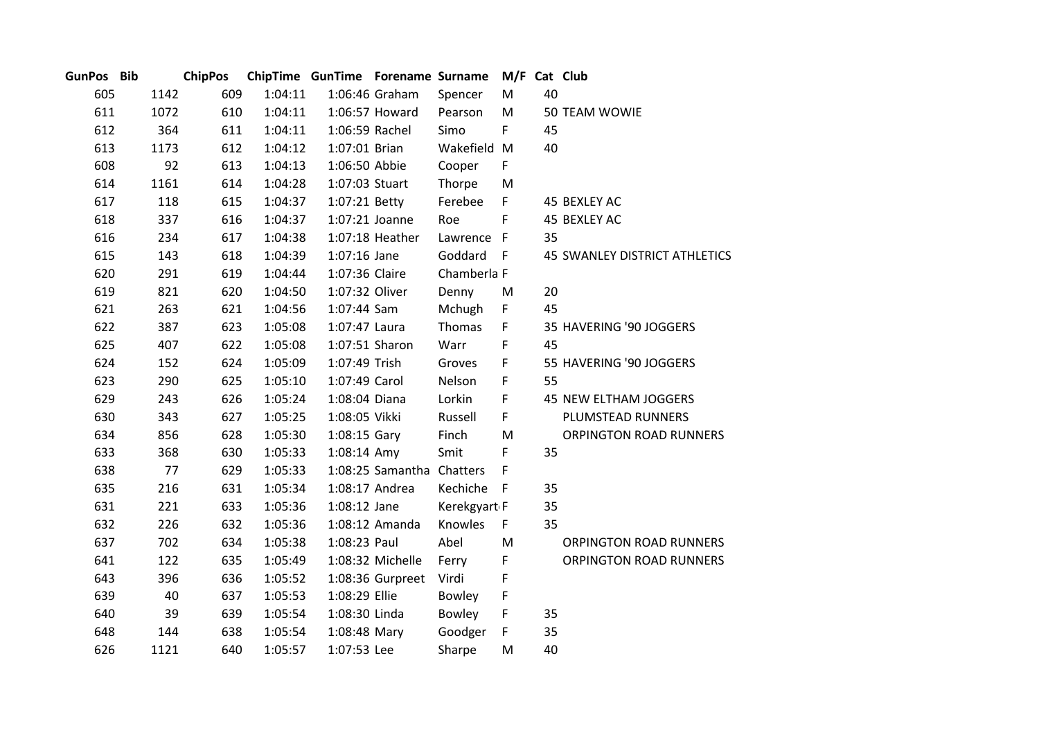| GunPos | Bib | ChipPos | ChipTime | GunTime | Forename | Surname | M/F | Cat | Club |
|---|---|---|---|---|---|---|---|---|---|
| 605 | 1142 | 609 | 1:04:11 | 1:06:46 | Graham | Spencer | M | 40 | |
| 611 | 1072 | 610 | 1:04:11 | 1:06:57 | Howard | Pearson | M | 50 | TEAM WOWIE |
| 612 | 364 | 611 | 1:04:11 | 1:06:59 | Rachel | Simo | F | 45 | |
| 613 | 1173 | 612 | 1:04:12 | 1:07:01 | Brian | Wakefield | M | 40 | |
| 608 | 92 | 613 | 1:04:13 | 1:06:50 | Abbie | Cooper | F | | |
| 614 | 1161 | 614 | 1:04:28 | 1:07:03 | Stuart | Thorpe | M | | |
| 617 | 118 | 615 | 1:04:37 | 1:07:21 | Betty | Ferebee | F | 45 | BEXLEY AC |
| 618 | 337 | 616 | 1:04:37 | 1:07:21 | Joanne | Roe | F | 45 | BEXLEY AC |
| 616 | 234 | 617 | 1:04:38 | 1:07:18 | Heather | Lawrence | F | 35 | |
| 615 | 143 | 618 | 1:04:39 | 1:07:16 | Jane | Goddard | F | 45 | SWANLEY DISTRICT ATHLETICS |
| 620 | 291 | 619 | 1:04:44 | 1:07:36 | Claire | Chamberla | F | | |
| 619 | 821 | 620 | 1:04:50 | 1:07:32 | Oliver | Denny | M | 20 | |
| 621 | 263 | 621 | 1:04:56 | 1:07:44 | Sam | Mchugh | F | 45 | |
| 622 | 387 | 623 | 1:05:08 | 1:07:47 | Laura | Thomas | F | 35 | HAVERING '90 JOGGERS |
| 625 | 407 | 622 | 1:05:08 | 1:07:51 | Sharon | Warr | F | 45 | |
| 624 | 152 | 624 | 1:05:09 | 1:07:49 | Trish | Groves | F | 55 | HAVERING '90 JOGGERS |
| 623 | 290 | 625 | 1:05:10 | 1:07:49 | Carol | Nelson | F | 55 | |
| 629 | 243 | 626 | 1:05:24 | 1:08:04 | Diana | Lorkin | F | 45 | NEW ELTHAM JOGGERS |
| 630 | 343 | 627 | 1:05:25 | 1:08:05 | Vikki | Russell | F | | PLUMSTEAD RUNNERS |
| 634 | 856 | 628 | 1:05:30 | 1:08:15 | Gary | Finch | M | | ORPINGTON ROAD RUNNERS |
| 633 | 368 | 630 | 1:05:33 | 1:08:14 | Amy | Smit | F | 35 | |
| 638 | 77 | 629 | 1:05:33 | 1:08:25 | Samantha | Chatters | F | | |
| 635 | 216 | 631 | 1:05:34 | 1:08:17 | Andrea | Kechiche | F | 35 | |
| 631 | 221 | 633 | 1:05:36 | 1:08:12 | Jane | Kerekgyart | F | 35 | |
| 632 | 226 | 632 | 1:05:36 | 1:08:12 | Amanda | Knowles | F | 35 | |
| 637 | 702 | 634 | 1:05:38 | 1:08:23 | Paul | Abel | M | | ORPINGTON ROAD RUNNERS |
| 641 | 122 | 635 | 1:05:49 | 1:08:32 | Michelle | Ferry | F | | ORPINGTON ROAD RUNNERS |
| 643 | 396 | 636 | 1:05:52 | 1:08:36 | Gurpreet | Virdi | F | | |
| 639 | 40 | 637 | 1:05:53 | 1:08:29 | Ellie | Bowley | F | | |
| 640 | 39 | 639 | 1:05:54 | 1:08:30 | Linda | Bowley | F | 35 | |
| 648 | 144 | 638 | 1:05:54 | 1:08:48 | Mary | Goodger | F | 35 | |
| 626 | 1121 | 640 | 1:05:57 | 1:07:53 | Lee | Sharpe | M | 40 | |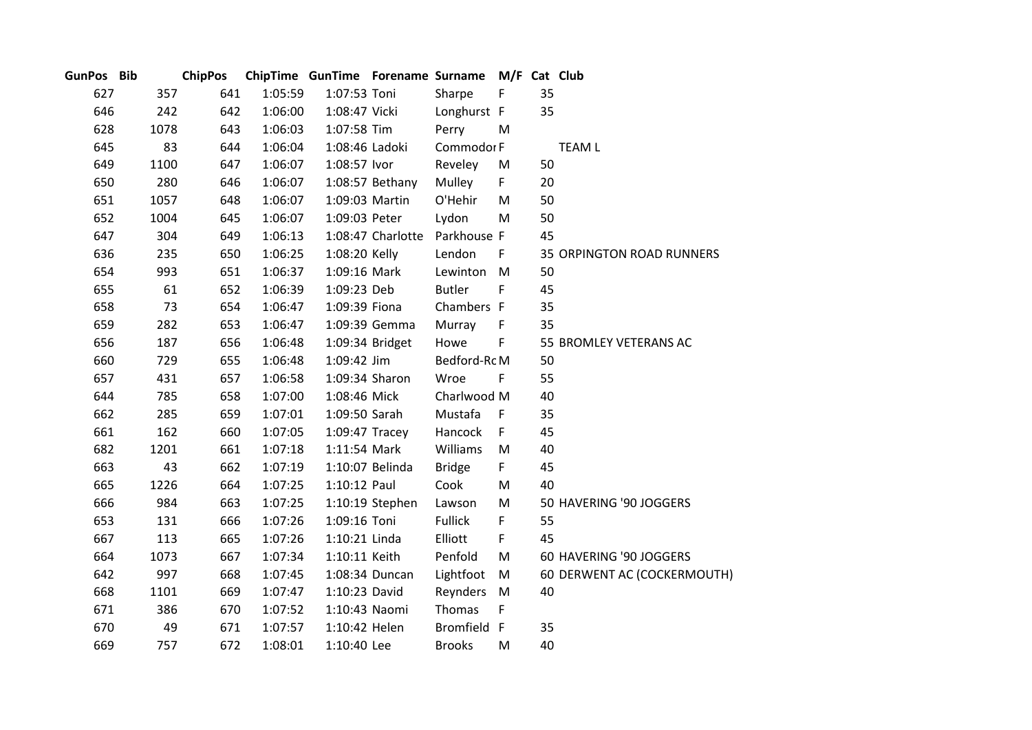| GunPos | Bib | ChipPos | ChipTime | GunTime | Forename | Surname | M/F | Cat | Club |
|---|---|---|---|---|---|---|---|---|---|
| 627 | 357 | 641 | 1:05:59 | 1:07:53 | Toni | Sharpe | F | 35 | |
| 646 | 242 | 642 | 1:06:00 | 1:08:47 | Vicki | Longhurst | F | 35 | |
| 628 | 1078 | 643 | 1:06:03 | 1:07:58 | Tim | Perry | M | | |
| 645 | 83 | 644 | 1:06:04 | 1:08:46 | Ladoki | Commodor | F | | TEAM L |
| 649 | 1100 | 647 | 1:06:07 | 1:08:57 | Ivor | Reveley | M | 50 | |
| 650 | 280 | 646 | 1:06:07 | 1:08:57 | Bethany | Mulley | F | 20 | |
| 651 | 1057 | 648 | 1:06:07 | 1:09:03 | Martin | O'Hehir | M | 50 | |
| 652 | 1004 | 645 | 1:06:07 | 1:09:03 | Peter | Lydon | M | 50 | |
| 647 | 304 | 649 | 1:06:13 | 1:08:47 | Charlotte | Parkhouse | F | 45 | |
| 636 | 235 | 650 | 1:06:25 | 1:08:20 | Kelly | Lendon | F | 35 | ORPINGTON ROAD RUNNERS |
| 654 | 993 | 651 | 1:06:37 | 1:09:16 | Mark | Lewinton | M | 50 | |
| 655 | 61 | 652 | 1:06:39 | 1:09:23 | Deb | Butler | F | 45 | |
| 658 | 73 | 654 | 1:06:47 | 1:09:39 | Fiona | Chambers | F | 35 | |
| 659 | 282 | 653 | 1:06:47 | 1:09:39 | Gemma | Murray | F | 35 | |
| 656 | 187 | 656 | 1:06:48 | 1:09:34 | Bridget | Howe | F | 55 | BROMLEY VETERANS AC |
| 660 | 729 | 655 | 1:06:48 | 1:09:42 | Jim | Bedford-Rc | M | 50 | |
| 657 | 431 | 657 | 1:06:58 | 1:09:34 | Sharon | Wroe | F | 55 | |
| 644 | 785 | 658 | 1:07:00 | 1:08:46 | Mick | Charlwood | M | 40 | |
| 662 | 285 | 659 | 1:07:01 | 1:09:50 | Sarah | Mustafa | F | 35 | |
| 661 | 162 | 660 | 1:07:05 | 1:09:47 | Tracey | Hancock | F | 45 | |
| 682 | 1201 | 661 | 1:07:18 | 1:11:54 | Mark | Williams | M | 40 | |
| 663 | 43 | 662 | 1:07:19 | 1:10:07 | Belinda | Bridge | F | 45 | |
| 665 | 1226 | 664 | 1:07:25 | 1:10:12 | Paul | Cook | M | 40 | |
| 666 | 984 | 663 | 1:07:25 | 1:10:19 | Stephen | Lawson | M | 50 | HAVERING '90 JOGGERS |
| 653 | 131 | 666 | 1:07:26 | 1:09:16 | Toni | Fullick | F | 55 | |
| 667 | 113 | 665 | 1:07:26 | 1:10:21 | Linda | Elliott | F | 45 | |
| 664 | 1073 | 667 | 1:07:34 | 1:10:11 | Keith | Penfold | M | 60 | HAVERING '90 JOGGERS |
| 642 | 997 | 668 | 1:07:45 | 1:08:34 | Duncan | Lightfoot | M | 60 | DERWENT AC (COCKERMOUTH) |
| 668 | 1101 | 669 | 1:07:47 | 1:10:23 | David | Reynders | M | 40 | |
| 671 | 386 | 670 | 1:07:52 | 1:10:43 | Naomi | Thomas | F | | |
| 670 | 49 | 671 | 1:07:57 | 1:10:42 | Helen | Bromfield | F | 35 | |
| 669 | 757 | 672 | 1:08:01 | 1:10:40 | Lee | Brooks | M | 40 | |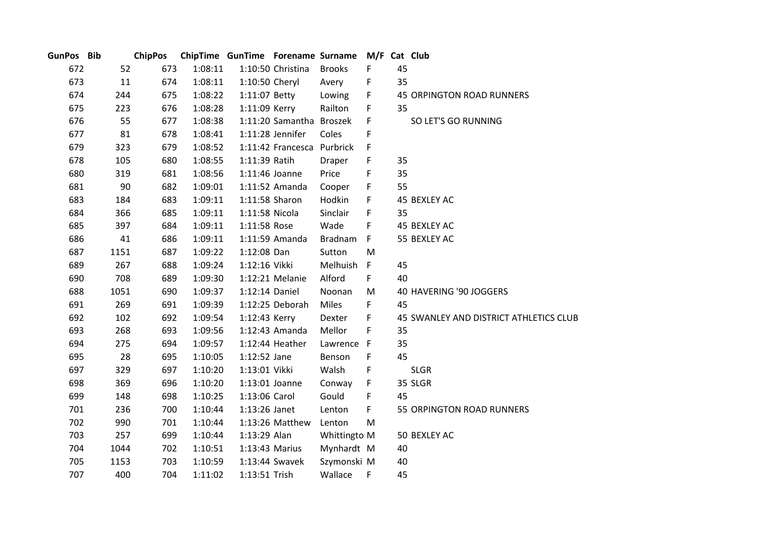| GunPos | Bib | ChipPos | ChipTime | GunTime | Forename | Surname | M/F | Cat | Club |
|---|---|---|---|---|---|---|---|---|---|
| 672 | 52 | 673 | 1:08:11 | 1:10:50 | Christina | Brooks | F | 45 | |
| 673 | 11 | 674 | 1:08:11 | 1:10:50 | Cheryl | Avery | F | 35 | |
| 674 | 244 | 675 | 1:08:22 | 1:11:07 | Betty | Lowing | F | 45 | ORPINGTON ROAD RUNNERS |
| 675 | 223 | 676 | 1:08:28 | 1:11:09 | Kerry | Railton | F | 35 | |
| 676 | 55 | 677 | 1:08:38 | 1:11:20 | Samantha | Broszek | F | | SO LET'S GO RUNNING |
| 677 | 81 | 678 | 1:08:41 | 1:11:28 | Jennifer | Coles | F | | |
| 679 | 323 | 679 | 1:08:52 | 1:11:42 | Francesca | Purbrick | F | | |
| 678 | 105 | 680 | 1:08:55 | 1:11:39 | Ratih | Draper | F | 35 | |
| 680 | 319 | 681 | 1:08:56 | 1:11:46 | Joanne | Price | F | 35 | |
| 681 | 90 | 682 | 1:09:01 | 1:11:52 | Amanda | Cooper | F | 55 | |
| 683 | 184 | 683 | 1:09:11 | 1:11:58 | Sharon | Hodkin | F | 45 | BEXLEY AC |
| 684 | 366 | 685 | 1:09:11 | 1:11:58 | Nicola | Sinclair | F | 35 | |
| 685 | 397 | 684 | 1:09:11 | 1:11:58 | Rose | Wade | F | 45 | BEXLEY AC |
| 686 | 41 | 686 | 1:09:11 | 1:11:59 | Amanda | Bradnam | F | 55 | BEXLEY AC |
| 687 | 1151 | 687 | 1:09:22 | 1:12:08 | Dan | Sutton | M | | |
| 689 | 267 | 688 | 1:09:24 | 1:12:16 | Vikki | Melhuish | F | 45 | |
| 690 | 708 | 689 | 1:09:30 | 1:12:21 | Melanie | Alford | F | 40 | |
| 688 | 1051 | 690 | 1:09:37 | 1:12:14 | Daniel | Noonan | M | 40 | HAVERING '90 JOGGERS |
| 691 | 269 | 691 | 1:09:39 | 1:12:25 | Deborah | Miles | F | 45 | |
| 692 | 102 | 692 | 1:09:54 | 1:12:43 | Kerry | Dexter | F | 45 | SWANLEY AND DISTRICT ATHLETICS CLUB |
| 693 | 268 | 693 | 1:09:56 | 1:12:43 | Amanda | Mellor | F | 35 | |
| 694 | 275 | 694 | 1:09:57 | 1:12:44 | Heather | Lawrence | F | 35 | |
| 695 | 28 | 695 | 1:10:05 | 1:12:52 | Jane | Benson | F | 45 | |
| 697 | 329 | 697 | 1:10:20 | 1:13:01 | Vikki | Walsh | F | | SLGR |
| 698 | 369 | 696 | 1:10:20 | 1:13:01 | Joanne | Conway | F | 35 | SLGR |
| 699 | 148 | 698 | 1:10:25 | 1:13:06 | Carol | Gould | F | 45 | |
| 701 | 236 | 700 | 1:10:44 | 1:13:26 | Janet | Lenton | F | 55 | ORPINGTON ROAD RUNNERS |
| 702 | 990 | 701 | 1:10:44 | 1:13:26 | Matthew | Lenton | M | | |
| 703 | 257 | 699 | 1:10:44 | 1:13:29 | Alan | Whittingto | M | 50 | BEXLEY AC |
| 704 | 1044 | 702 | 1:10:51 | 1:13:43 | Marius | Mynhardt | M | 40 | |
| 705 | 1153 | 703 | 1:10:59 | 1:13:44 | Swavek | Szymonski | M | 40 | |
| 707 | 400 | 704 | 1:11:02 | 1:13:51 | Trish | Wallace | F | 45 | |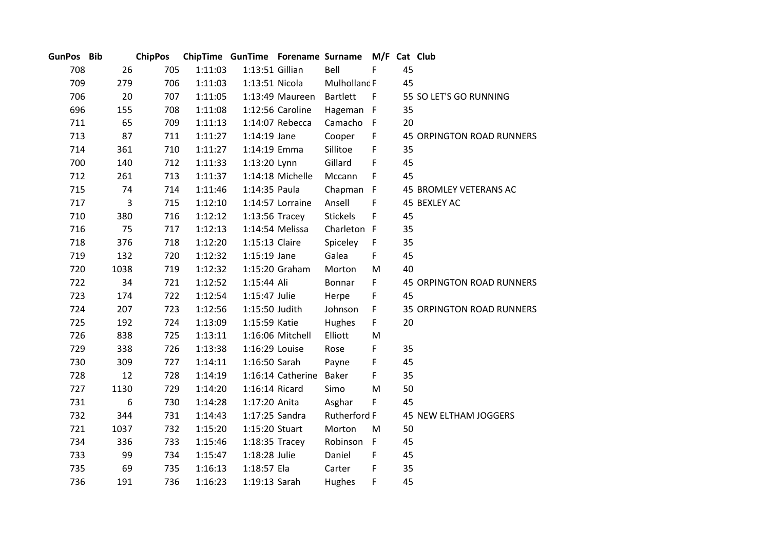| GunPos | Bib | ChipPos | ChipTime | GunTime | Forename | Surname | M/F | Cat | Club |
|---|---|---|---|---|---|---|---|---|---|
| 708 | 26 | 705 | 1:11:03 | 1:13:51 | Gillian | Bell | F | 45 | |
| 709 | 279 | 706 | 1:11:03 | 1:13:51 | Nicola | Mulholland | F | 45 | |
| 706 | 20 | 707 | 1:11:05 | 1:13:49 | Maureen | Bartlett | F | 55 | SO LET'S GO RUNNING |
| 696 | 155 | 708 | 1:11:08 | 1:12:56 | Caroline | Hageman | F | 35 | |
| 711 | 65 | 709 | 1:11:13 | 1:14:07 | Rebecca | Camacho | F | 20 | |
| 713 | 87 | 711 | 1:11:27 | 1:14:19 | Jane | Cooper | F | 45 | ORPINGTON ROAD RUNNERS |
| 714 | 361 | 710 | 1:11:27 | 1:14:19 | Emma | Sillitoe | F | 35 | |
| 700 | 140 | 712 | 1:11:33 | 1:13:20 | Lynn | Gillard | F | 45 | |
| 712 | 261 | 713 | 1:11:37 | 1:14:18 | Michelle | Mccann | F | 45 | |
| 715 | 74 | 714 | 1:11:46 | 1:14:35 | Paula | Chapman | F | 45 | BROMLEY VETERANS AC |
| 717 | 3 | 715 | 1:12:10 | 1:14:57 | Lorraine | Ansell | F | 45 | BEXLEY AC |
| 710 | 380 | 716 | 1:12:12 | 1:13:56 | Tracey | Stickels | F | 45 | |
| 716 | 75 | 717 | 1:12:13 | 1:14:54 | Melissa | Charleton | F | 35 | |
| 718 | 376 | 718 | 1:12:20 | 1:15:13 | Claire | Spiceley | F | 35 | |
| 719 | 132 | 720 | 1:12:32 | 1:15:19 | Jane | Galea | F | 45 | |
| 720 | 1038 | 719 | 1:12:32 | 1:15:20 | Graham | Morton | M | 40 | |
| 722 | 34 | 721 | 1:12:52 | 1:15:44 | Ali | Bonnar | F | 45 | ORPINGTON ROAD RUNNERS |
| 723 | 174 | 722 | 1:12:54 | 1:15:47 | Julie | Herpe | F | 45 | |
| 724 | 207 | 723 | 1:12:56 | 1:15:50 | Judith | Johnson | F | 35 | ORPINGTON ROAD RUNNERS |
| 725 | 192 | 724 | 1:13:09 | 1:15:59 | Katie | Hughes | F | 20 | |
| 726 | 838 | 725 | 1:13:11 | 1:16:06 | Mitchell | Elliott | M | | |
| 729 | 338 | 726 | 1:13:38 | 1:16:29 | Louise | Rose | F | 35 | |
| 730 | 309 | 727 | 1:14:11 | 1:16:50 | Sarah | Payne | F | 45 | |
| 728 | 12 | 728 | 1:14:19 | 1:16:14 | Catherine | Baker | F | 35 | |
| 727 | 1130 | 729 | 1:14:20 | 1:16:14 | Ricard | Simo | M | 50 | |
| 731 | 6 | 730 | 1:14:28 | 1:17:20 | Anita | Asghar | F | 45 | |
| 732 | 344 | 731 | 1:14:43 | 1:17:25 | Sandra | Rutherford | F | 45 | NEW ELTHAM JOGGERS |
| 721 | 1037 | 732 | 1:15:20 | 1:15:20 | Stuart | Morton | M | 50 | |
| 734 | 336 | 733 | 1:15:46 | 1:18:35 | Tracey | Robinson | F | 45 | |
| 733 | 99 | 734 | 1:15:47 | 1:18:28 | Julie | Daniel | F | 45 | |
| 735 | 69 | 735 | 1:16:13 | 1:18:57 | Ela | Carter | F | 35 | |
| 736 | 191 | 736 | 1:16:23 | 1:19:13 | Sarah | Hughes | F | 45 | |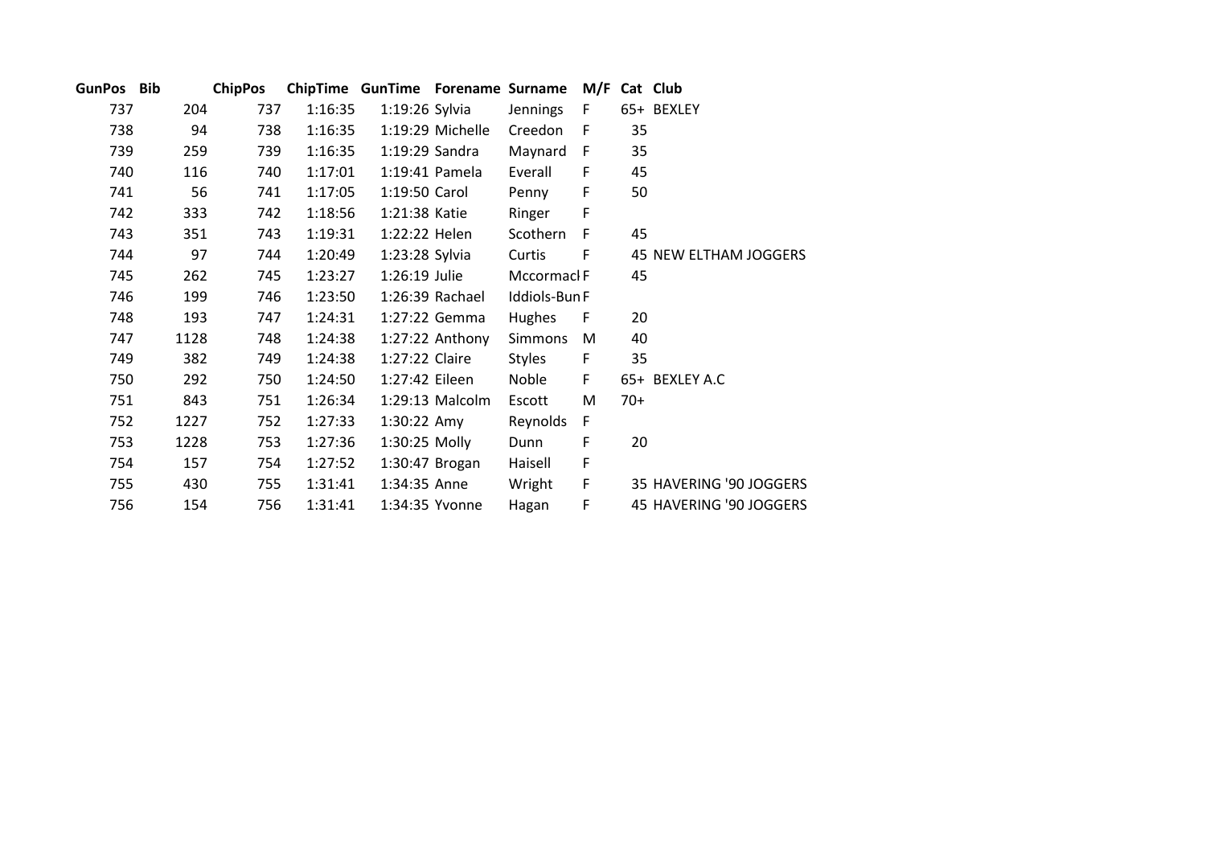| GunPos | Bib | ChipPos | ChipTime | GunTime | Forename | Surname | M/F | Cat | Club |
|---|---|---|---|---|---|---|---|---|---|
| 737 | 204 | 737 | 1:16:35 | 1:19:26 | Sylvia | Jennings | F | 65+ | BEXLEY |
| 738 | 94 | 738 | 1:16:35 | 1:19:29 | Michelle | Creedon | F | 35 | |
| 739 | 259 | 739 | 1:16:35 | 1:19:29 | Sandra | Maynard | F | 35 | |
| 740 | 116 | 740 | 1:17:01 | 1:19:41 | Pamela | Everall | F | 45 | |
| 741 | 56 | 741 | 1:17:05 | 1:19:50 | Carol | Penny | F | 50 | |
| 742 | 333 | 742 | 1:18:56 | 1:21:38 | Katie | Ringer | F | | |
| 743 | 351 | 743 | 1:19:31 | 1:22:22 | Helen | Scothern | F | 45 | |
| 744 | 97 | 744 | 1:20:49 | 1:23:28 | Sylvia | Curtis | F | 45 | NEW ELTHAM JOGGERS |
| 745 | 262 | 745 | 1:23:27 | 1:26:19 | Julie | Mccormacl | F | 45 | |
| 746 | 199 | 746 | 1:23:50 | 1:26:39 | Rachael | Iddiols-Bun | F | | |
| 748 | 193 | 747 | 1:24:31 | 1:27:22 | Gemma | Hughes | F | 20 | |
| 747 | 1128 | 748 | 1:24:38 | 1:27:22 | Anthony | Simmons | M | 40 | |
| 749 | 382 | 749 | 1:24:38 | 1:27:22 | Claire | Styles | F | 35 | |
| 750 | 292 | 750 | 1:24:50 | 1:27:42 | Eileen | Noble | F | 65+ | BEXLEY A.C |
| 751 | 843 | 751 | 1:26:34 | 1:29:13 | Malcolm | Escott | M | 70+ | |
| 752 | 1227 | 752 | 1:27:33 | 1:30:22 | Amy | Reynolds | F | | |
| 753 | 1228 | 753 | 1:27:36 | 1:30:25 | Molly | Dunn | F | 20 | |
| 754 | 157 | 754 | 1:27:52 | 1:30:47 | Brogan | Haisell | F | | |
| 755 | 430 | 755 | 1:31:41 | 1:34:35 | Anne | Wright | F | 35 | HAVERING '90 JOGGERS |
| 756 | 154 | 756 | 1:31:41 | 1:34:35 | Yvonne | Hagan | F | 45 | HAVERING '90 JOGGERS |